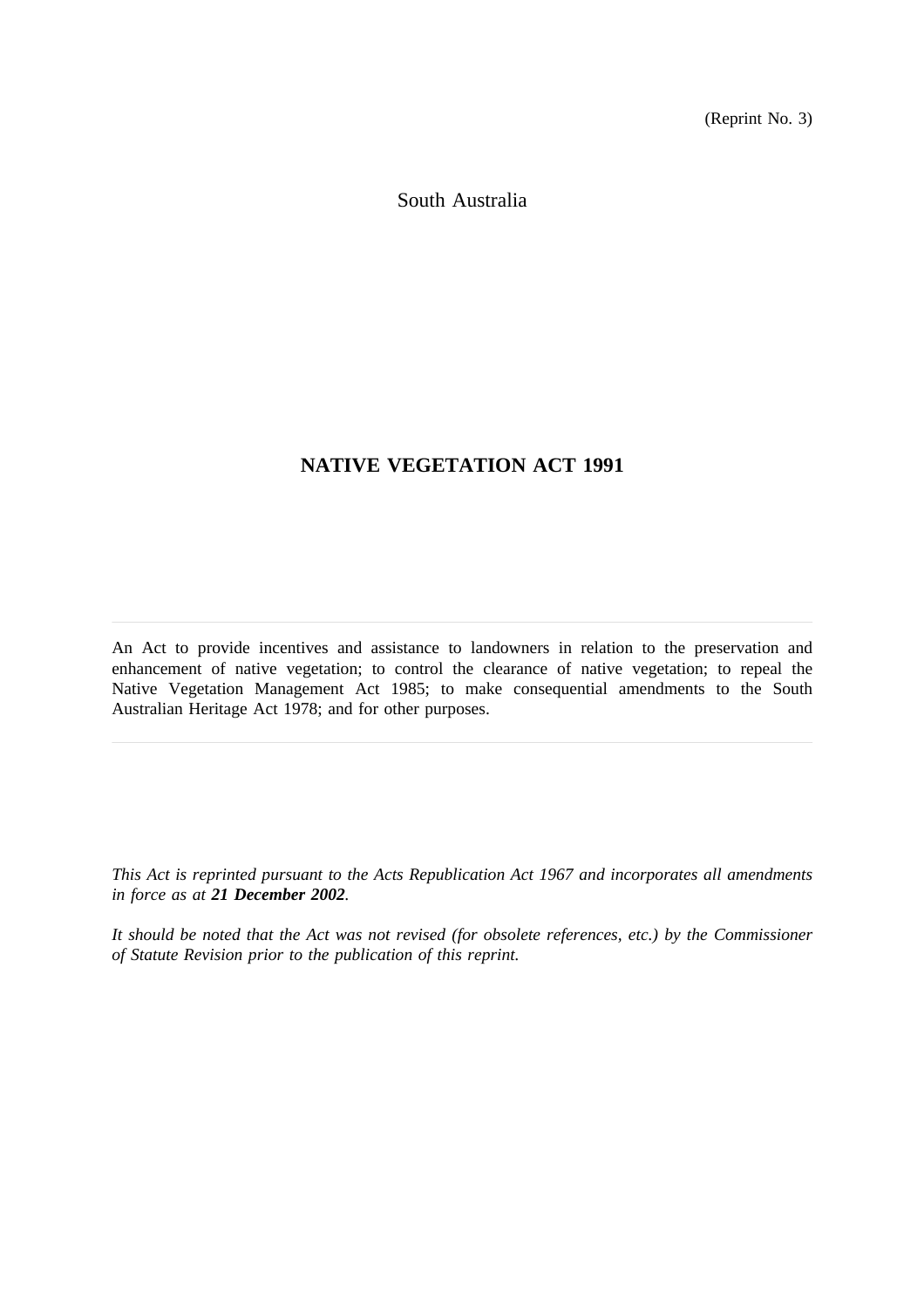(Reprint No. 3)

South Australia

# NATIVE VEGETATION ACT 1991

An Act to provide incentives and assistance to landowners in relation to the preservation and enhancement of native vegetation; to control the clearance of native vegetation; to repeal the Native Vegetation Management Act 1985; to make consequential amendments to the South Australian Heritage Act 1978; and for other purposes.

*This Act is reprinted pursuant to the Acts Republication Act 1967 and incorporates all amendments in force as at **21 December 2002**.*

*It should be noted that the Act was not revised (for obsolete references, etc.) by the Commissioner of Statute Revision prior to the publication of this reprint.*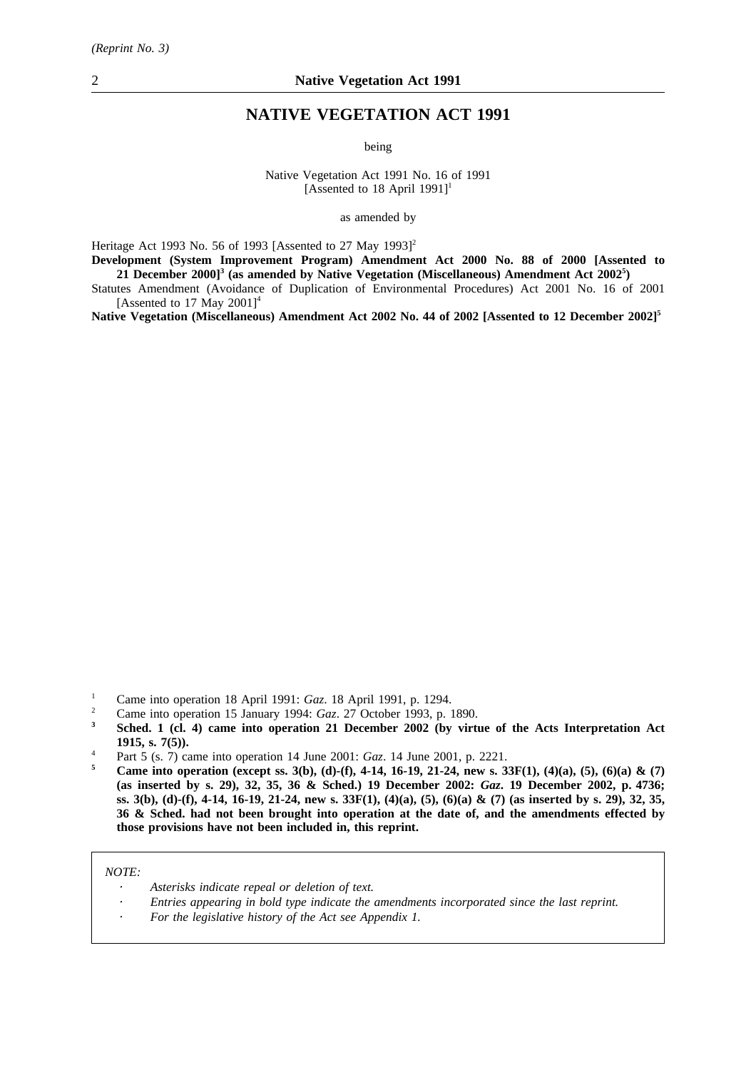# NATIVE VEGETATION ACT 1991

being

Native Vegetation Act 1991 No. 16 of 1991
[Assented to 18 April 1991][1]

as amended by

Heritage Act 1993 No. 56 of 1993 [Assented to 27 May 1993][2]

**Development (System Improvement Program) Amendment Act 2000 No. 88 of 2000 [Assented to 21 December 2000][3] (as amended by Native Vegetation (Miscellaneous) Amendment Act 2002[5])**

Statutes Amendment (Avoidance of Duplication of Environmental Procedures) Act 2001 No. 16 of 2001 [Assented to 17 May 2001][4]

**Native Vegetation (Miscellaneous) Amendment Act 2002 No. 44 of 2002 [Assented to 12 December 2002][5]**

---

1 Came into operation 18 April 1991: *Gaz*. 18 April 1991, p. 1294.

2 Came into operation 15 January 1994: *Gaz*. 27 October 1993, p. 1890.

**3 Sched. 1 (cl. 4) came into operation 21 December 2002 (by virtue of the Acts Interpretation Act 1915, s. 7(5)).**

4 Part 5 (s. 7) came into operation 14 June 2001: *Gaz*. 14 June 2001, p. 2221.

**5 Came into operation (except ss. 3(b), (d)-(f), 4-14, 16-19, 21-24, new s. 33F(1), (4)(a), (5), (6)(a) & (7) (as inserted by s. 29), 32, 35, 36 & Sched.) 19 December 2002: *Gaz*. 19 December 2002, p. 4736; ss. 3(b), (d)-(f), 4-14, 16-19, 21-24, new s. 33F(1), (4)(a), (5), (6)(a) & (7) (as inserted by s. 29), 32, 35, 36 & Sched. had not been brought into operation at the date of, and the amendments effected by those provisions have not been included in, this reprint.**

*NOTE:*

- *Asterisks indicate repeal or deletion of text.*
- *Entries appearing in bold type indicate the amendments incorporated since the last reprint.*
- *For the legislative history of the Act see Appendix 1.*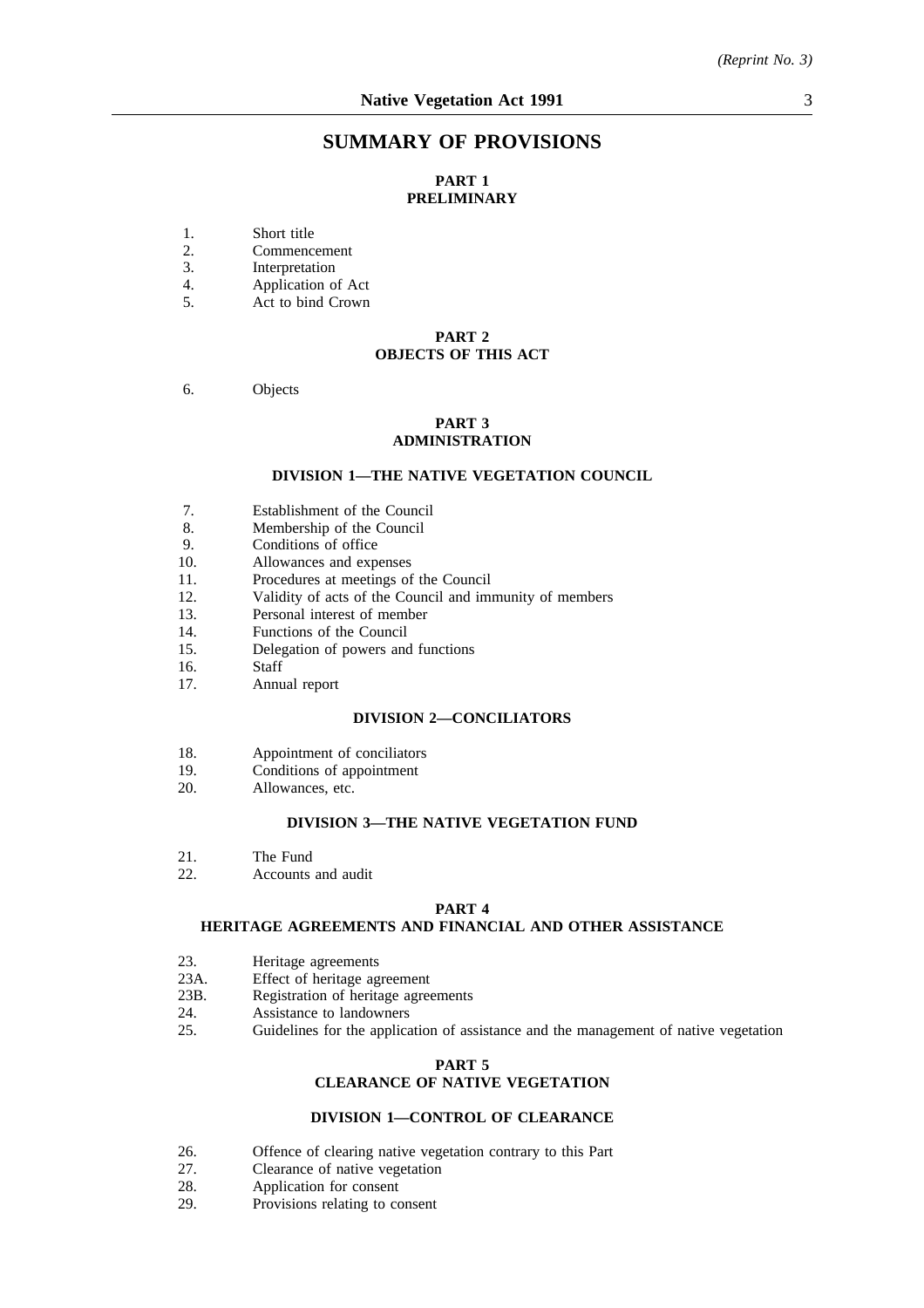# SUMMARY OF PROVISIONS

## PART 1
## PRELIMINARY

1. Short title
2. Commencement
3. Interpretation
4. Application of Act
5. Act to bind Crown

## PART 2
## OBJECTS OF THIS ACT

6. Objects

## PART 3
## ADMINISTRATION

### DIVISION 1—THE NATIVE VEGETATION COUNCIL

7. Establishment of the Council
8. Membership of the Council
9. Conditions of office
10. Allowances and expenses
11. Procedures at meetings of the Council
12. Validity of acts of the Council and immunity of members
13. Personal interest of member
14. Functions of the Council
15. Delegation of powers and functions
16. Staff
17. Annual report

### DIVISION 2—CONCILIATORS

18. Appointment of conciliators
19. Conditions of appointment
20. Allowances, etc.

### DIVISION 3—THE NATIVE VEGETATION FUND

21. The Fund
22. Accounts and audit

## PART 4
## HERITAGE AGREEMENTS AND FINANCIAL AND OTHER ASSISTANCE

23. Heritage agreements
23A. Effect of heritage agreement
23B. Registration of heritage agreements
24. Assistance to landowners
25. Guidelines for the application of assistance and the management of native vegetation

## PART 5
## CLEARANCE OF NATIVE VEGETATION

### DIVISION 1—CONTROL OF CLEARANCE

26. Offence of clearing native vegetation contrary to this Part
27. Clearance of native vegetation
28. Application for consent
29. Provisions relating to consent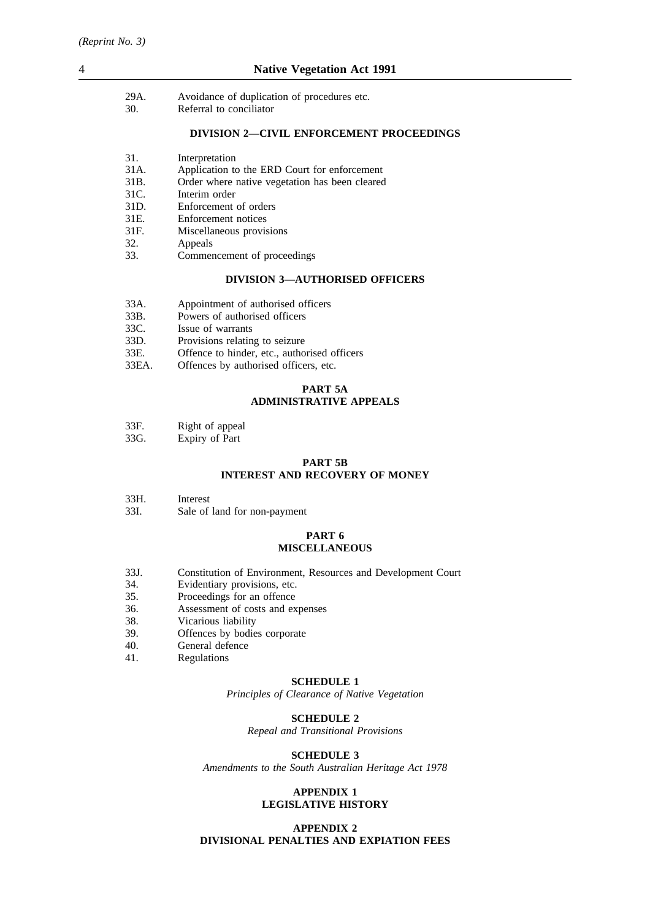29A. Avoidance of duplication of procedures etc.
30. Referral to conciliator

**DIVISION 2—CIVIL ENFORCEMENT PROCEEDINGS**

31. Interpretation
31A. Application to the ERD Court for enforcement
31B. Order where native vegetation has been cleared
31C. Interim order
31D. Enforcement of orders
31E. Enforcement notices
31F. Miscellaneous provisions
32. Appeals
33. Commencement of proceedings

**DIVISION 3—AUTHORISED OFFICERS**

33A. Appointment of authorised officers
33B. Powers of authorised officers
33C. Issue of warrants
33D. Provisions relating to seizure
33E. Offence to hinder, etc., authorised officers
33EA. Offences by authorised officers, etc.

**PART 5A**
**ADMINISTRATIVE APPEALS**

33F. Right of appeal
33G. Expiry of Part

**PART 5B**
**INTEREST AND RECOVERY OF MONEY**

33H. Interest
33I. Sale of land for non-payment

**PART 6**
**MISCELLANEOUS**

33J. Constitution of Environment, Resources and Development Court
34. Evidentiary provisions, etc.
35. Proceedings for an offence
36. Assessment of costs and expenses
38. Vicarious liability
39. Offences by bodies corporate
40. General defence
41. Regulations

**SCHEDULE 1**
*Principles of Clearance of Native Vegetation*

**SCHEDULE 2**
*Repeal and Transitional Provisions*

**SCHEDULE 3**
*Amendments to the South Australian Heritage Act 1978*

**APPENDIX 1**
**LEGISLATIVE HISTORY**

**APPENDIX 2**
**DIVISIONAL PENALTIES AND EXPIATION FEES**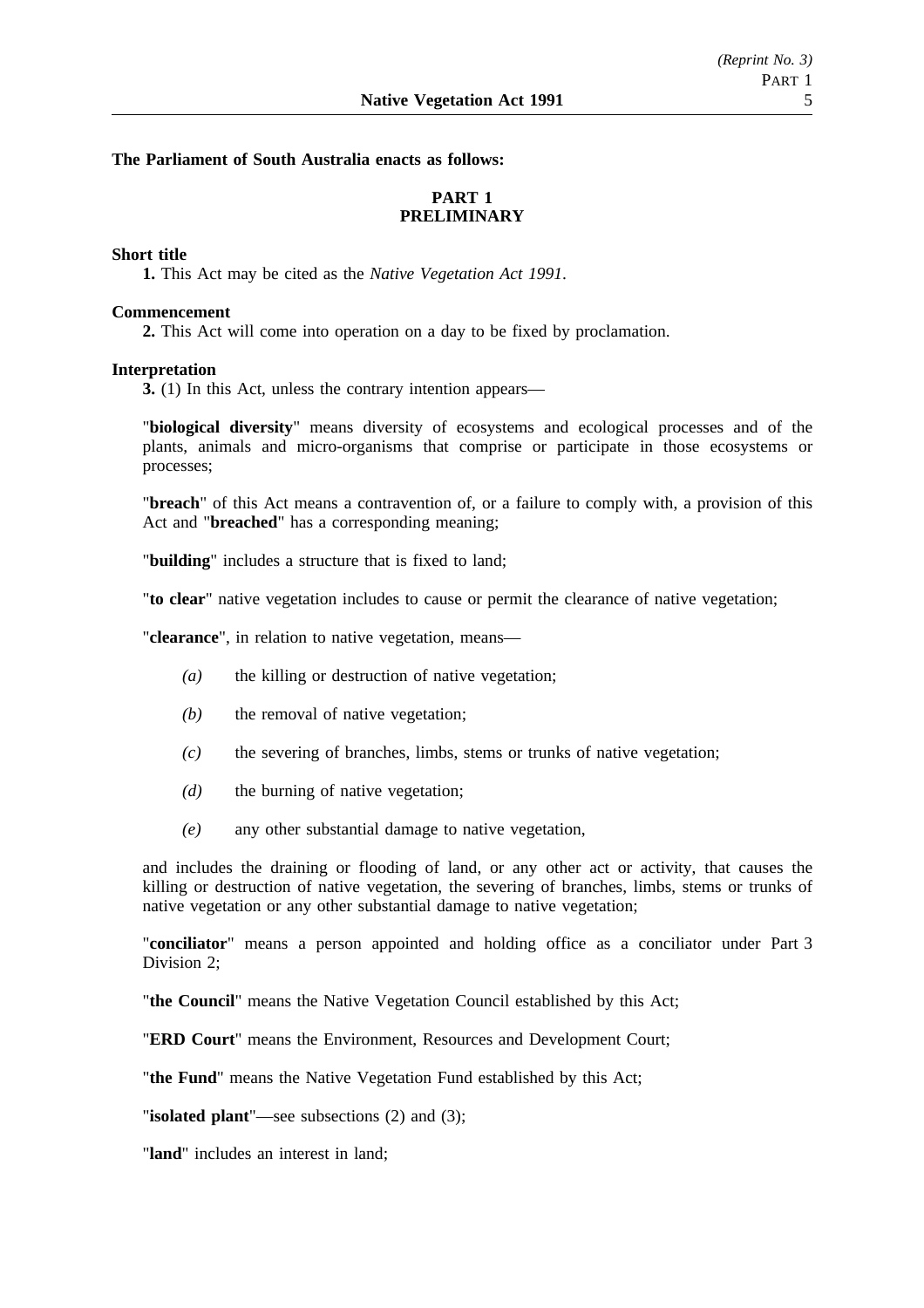**The Parliament of South Australia enacts as follows:**

## PART 1
## PRELIMINARY

**Short title**

**1.** This Act may be cited as the *Native Vegetation Act 1991*.

**Commencement**

**2.** This Act will come into operation on a day to be fixed by proclamation.

**Interpretation**

**3.** (1) In this Act, unless the contrary intention appears—

"**biological diversity**" means diversity of ecosystems and ecological processes and of the plants, animals and micro-organisms that comprise or participate in those ecosystems or processes;

"**breach**" of this Act means a contravention of, or a failure to comply with, a provision of this Act and "**breached**" has a corresponding meaning;

"**building**" includes a structure that is fixed to land;

"**to clear**" native vegetation includes to cause or permit the clearance of native vegetation;

"**clearance**", in relation to native vegetation, means—

*(a)* the killing or destruction of native vegetation;

*(b)* the removal of native vegetation;

*(c)* the severing of branches, limbs, stems or trunks of native vegetation;

*(d)* the burning of native vegetation;

*(e)* any other substantial damage to native vegetation,

and includes the draining or flooding of land, or any other act or activity, that causes the killing or destruction of native vegetation, the severing of branches, limbs, stems or trunks of native vegetation or any other substantial damage to native vegetation;

"**conciliator**" means a person appointed and holding office as a conciliator under Part 3 Division 2;

"**the Council**" means the Native Vegetation Council established by this Act;

"**ERD Court**" means the Environment, Resources and Development Court;

"**the Fund**" means the Native Vegetation Fund established by this Act;

"**isolated plant**"—see subsections (2) and (3);

"**land**" includes an interest in land;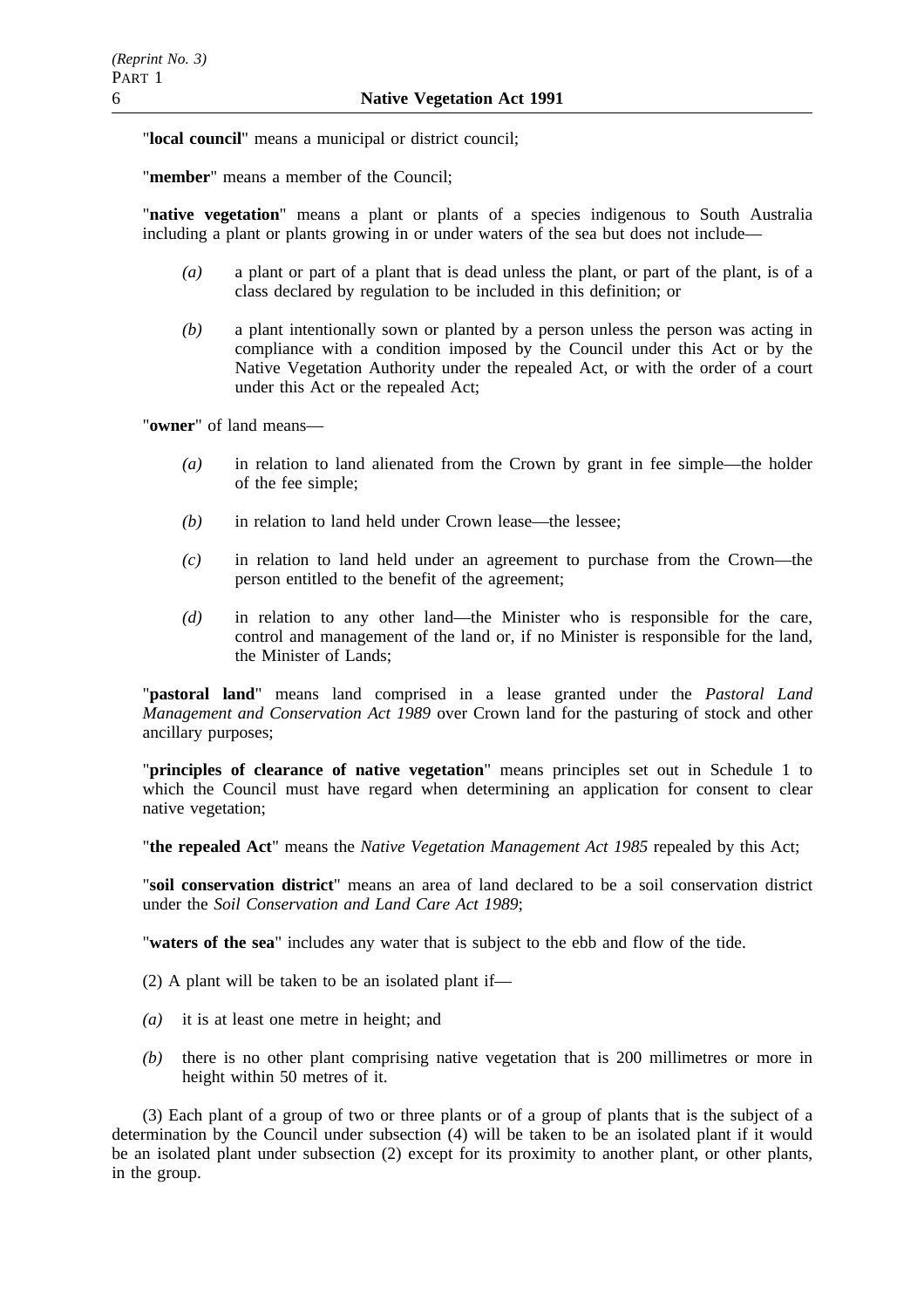"**local council**" means a municipal or district council;

"**member**" means a member of the Council;

"**native vegetation**" means a plant or plants of a species indigenous to South Australia including a plant or plants growing in or under waters of the sea but does not include—

*(a)* a plant or part of a plant that is dead unless the plant, or part of the plant, is of a class declared by regulation to be included in this definition; or

*(b)* a plant intentionally sown or planted by a person unless the person was acting in compliance with a condition imposed by the Council under this Act or by the Native Vegetation Authority under the repealed Act, or with the order of a court under this Act or the repealed Act;

"**owner**" of land means—

*(a)* in relation to land alienated from the Crown by grant in fee simple—the holder of the fee simple;

*(b)* in relation to land held under Crown lease—the lessee;

*(c)* in relation to land held under an agreement to purchase from the Crown—the person entitled to the benefit of the agreement;

*(d)* in relation to any other land—the Minister who is responsible for the care, control and management of the land or, if no Minister is responsible for the land, the Minister of Lands;

"**pastoral land**" means land comprised in a lease granted under the *Pastoral Land Management and Conservation Act 1989* over Crown land for the pasturing of stock and other ancillary purposes;

"**principles of clearance of native vegetation**" means principles set out in Schedule 1 to which the Council must have regard when determining an application for consent to clear native vegetation;

"**the repealed Act**" means the *Native Vegetation Management Act 1985* repealed by this Act;

"**soil conservation district**" means an area of land declared to be a soil conservation district under the *Soil Conservation and Land Care Act 1989*;

"**waters of the sea**" includes any water that is subject to the ebb and flow of the tide.

(2) A plant will be taken to be an isolated plant if—

*(a)* it is at least one metre in height; and

*(b)* there is no other plant comprising native vegetation that is 200 millimetres or more in height within 50 metres of it.

(3) Each plant of a group of two or three plants or of a group of plants that is the subject of a determination by the Council under subsection (4) will be taken to be an isolated plant if it would be an isolated plant under subsection (2) except for its proximity to another plant, or other plants, in the group.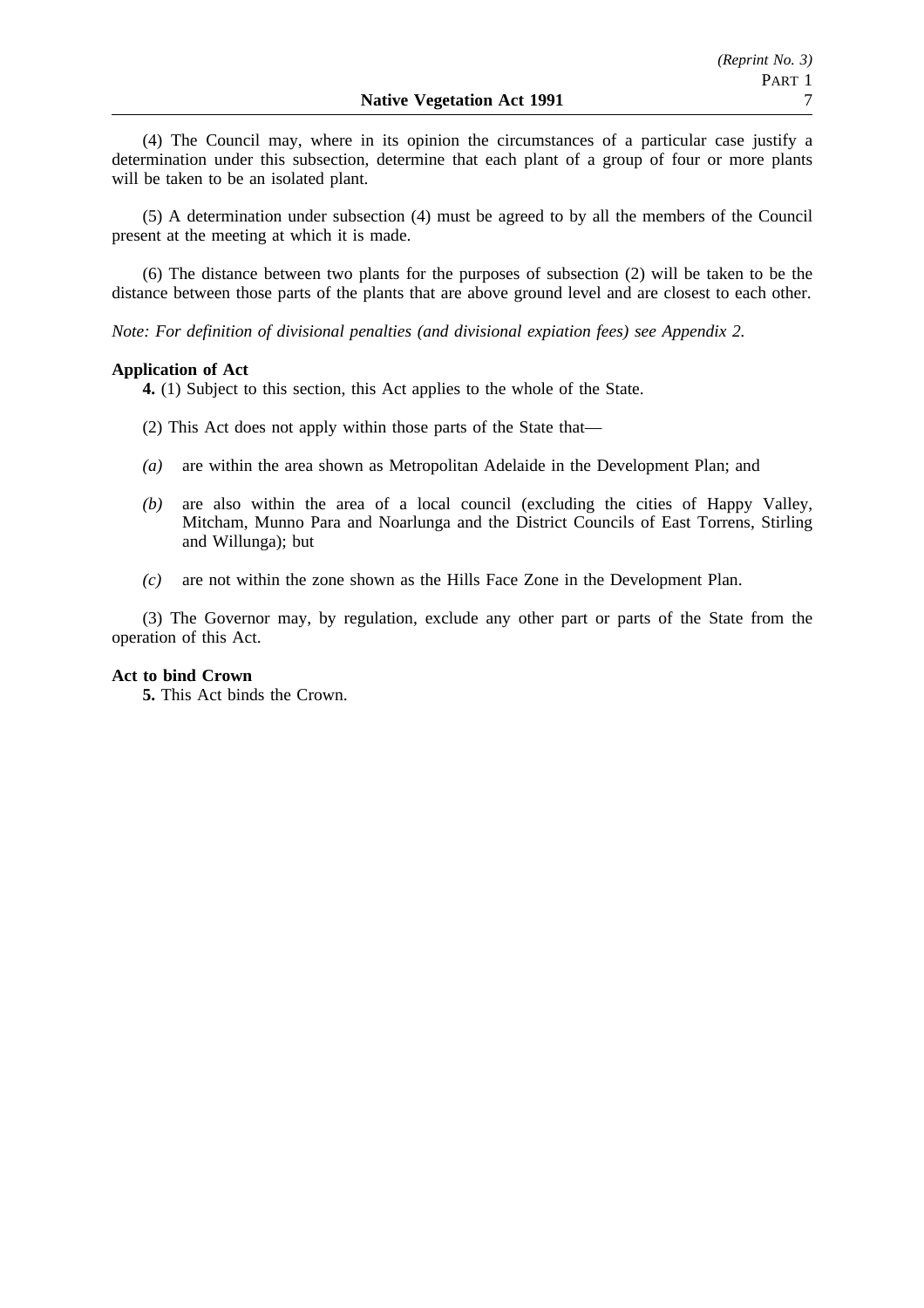(4) The Council may, where in its opinion the circumstances of a particular case justify a determination under this subsection, determine that each plant of a group of four or more plants will be taken to be an isolated plant.

(5) A determination under subsection (4) must be agreed to by all the members of the Council present at the meeting at which it is made.

(6) The distance between two plants for the purposes of subsection (2) will be taken to be the distance between those parts of the plants that are above ground level and are closest to each other.

*Note: For definition of divisional penalties (and divisional expiation fees) see Appendix 2.*

**Application of Act**

**4.** (1) Subject to this section, this Act applies to the whole of the State.

(2) This Act does not apply within those parts of the State that—

*(a)* are within the area shown as Metropolitan Adelaide in the Development Plan; and

*(b)* are also within the area of a local council (excluding the cities of Happy Valley, Mitcham, Munno Para and Noarlunga and the District Councils of East Torrens, Stirling and Willunga); but

*(c)* are not within the zone shown as the Hills Face Zone in the Development Plan.

(3) The Governor may, by regulation, exclude any other part or parts of the State from the operation of this Act.

**Act to bind Crown**

**5.** This Act binds the Crown.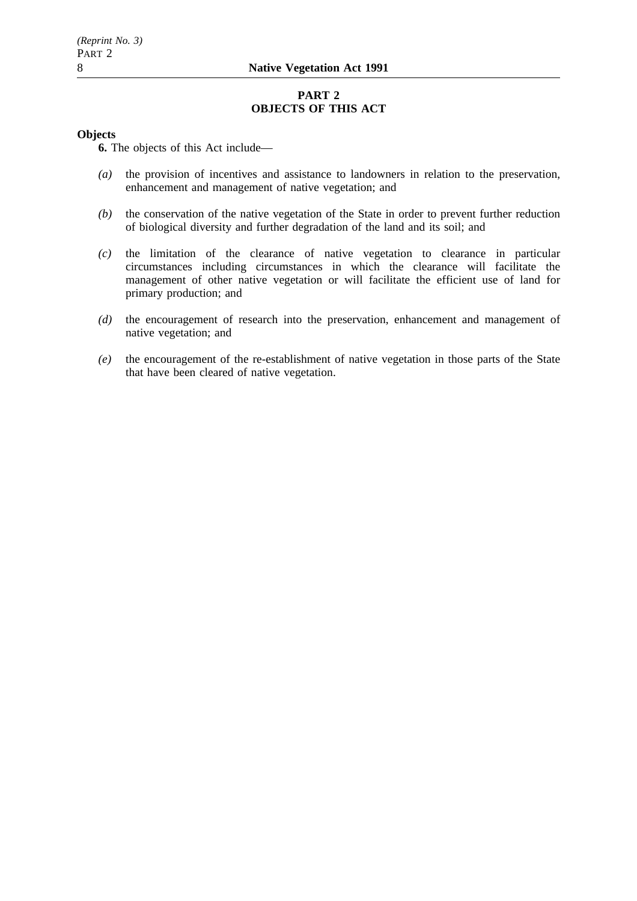## PART 2
## OBJECTS OF THIS ACT

**Objects**

**6.** The objects of this Act include—

*(a)* the provision of incentives and assistance to landowners in relation to the preservation, enhancement and management of native vegetation; and

*(b)* the conservation of the native vegetation of the State in order to prevent further reduction of biological diversity and further degradation of the land and its soil; and

*(c)* the limitation of the clearance of native vegetation to clearance in particular circumstances including circumstances in which the clearance will facilitate the management of other native vegetation or will facilitate the efficient use of land for primary production; and

*(d)* the encouragement of research into the preservation, enhancement and management of native vegetation; and

*(e)* the encouragement of the re-establishment of native vegetation in those parts of the State that have been cleared of native vegetation.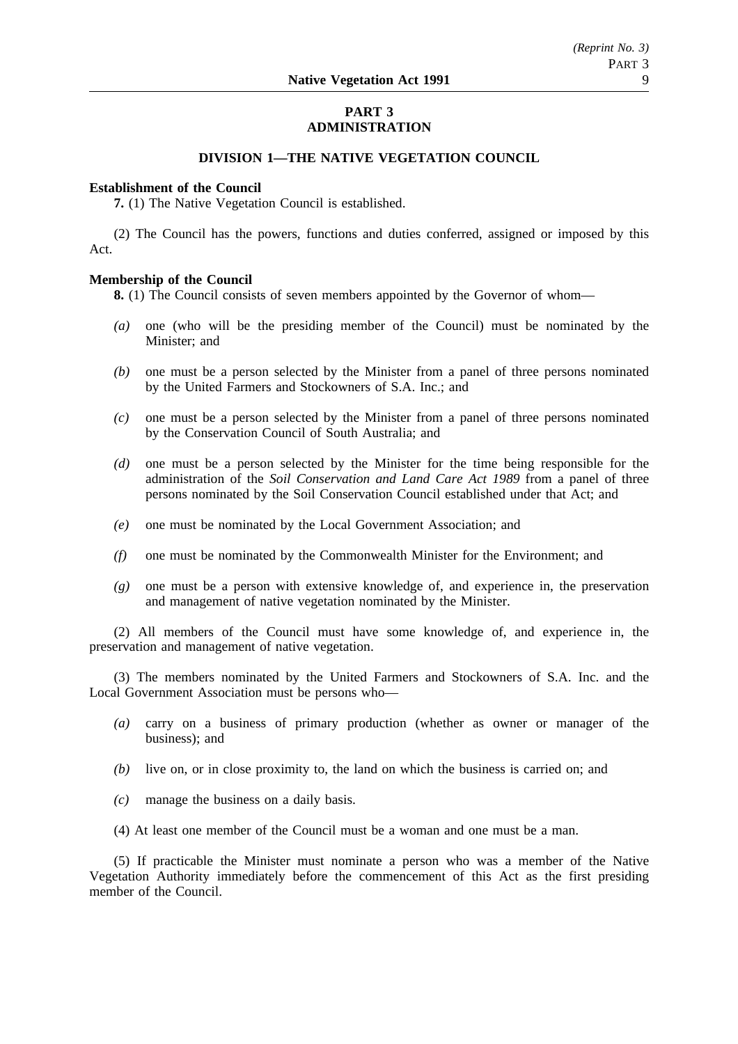# PART 3
# ADMINISTRATION

## DIVISION 1—THE NATIVE VEGETATION COUNCIL

**Establishment of the Council**

**7.** (1) The Native Vegetation Council is established.

(2) The Council has the powers, functions and duties conferred, assigned or imposed by this Act.

**Membership of the Council**

**8.** (1) The Council consists of seven members appointed by the Governor of whom—

*(a)* one (who will be the presiding member of the Council) must be nominated by the Minister; and

*(b)* one must be a person selected by the Minister from a panel of three persons nominated by the United Farmers and Stockowners of S.A. Inc.; and

*(c)* one must be a person selected by the Minister from a panel of three persons nominated by the Conservation Council of South Australia; and

*(d)* one must be a person selected by the Minister for the time being responsible for the administration of the *Soil Conservation and Land Care Act 1989* from a panel of three persons nominated by the Soil Conservation Council established under that Act; and

*(e)* one must be nominated by the Local Government Association; and

*(f)* one must be nominated by the Commonwealth Minister for the Environment; and

*(g)* one must be a person with extensive knowledge of, and experience in, the preservation and management of native vegetation nominated by the Minister.

(2) All members of the Council must have some knowledge of, and experience in, the preservation and management of native vegetation.

(3) The members nominated by the United Farmers and Stockowners of S.A. Inc. and the Local Government Association must be persons who—

*(a)* carry on a business of primary production (whether as owner or manager of the business); and

*(b)* live on, or in close proximity to, the land on which the business is carried on; and

*(c)* manage the business on a daily basis.

(4) At least one member of the Council must be a woman and one must be a man.

(5) If practicable the Minister must nominate a person who was a member of the Native Vegetation Authority immediately before the commencement of this Act as the first presiding member of the Council.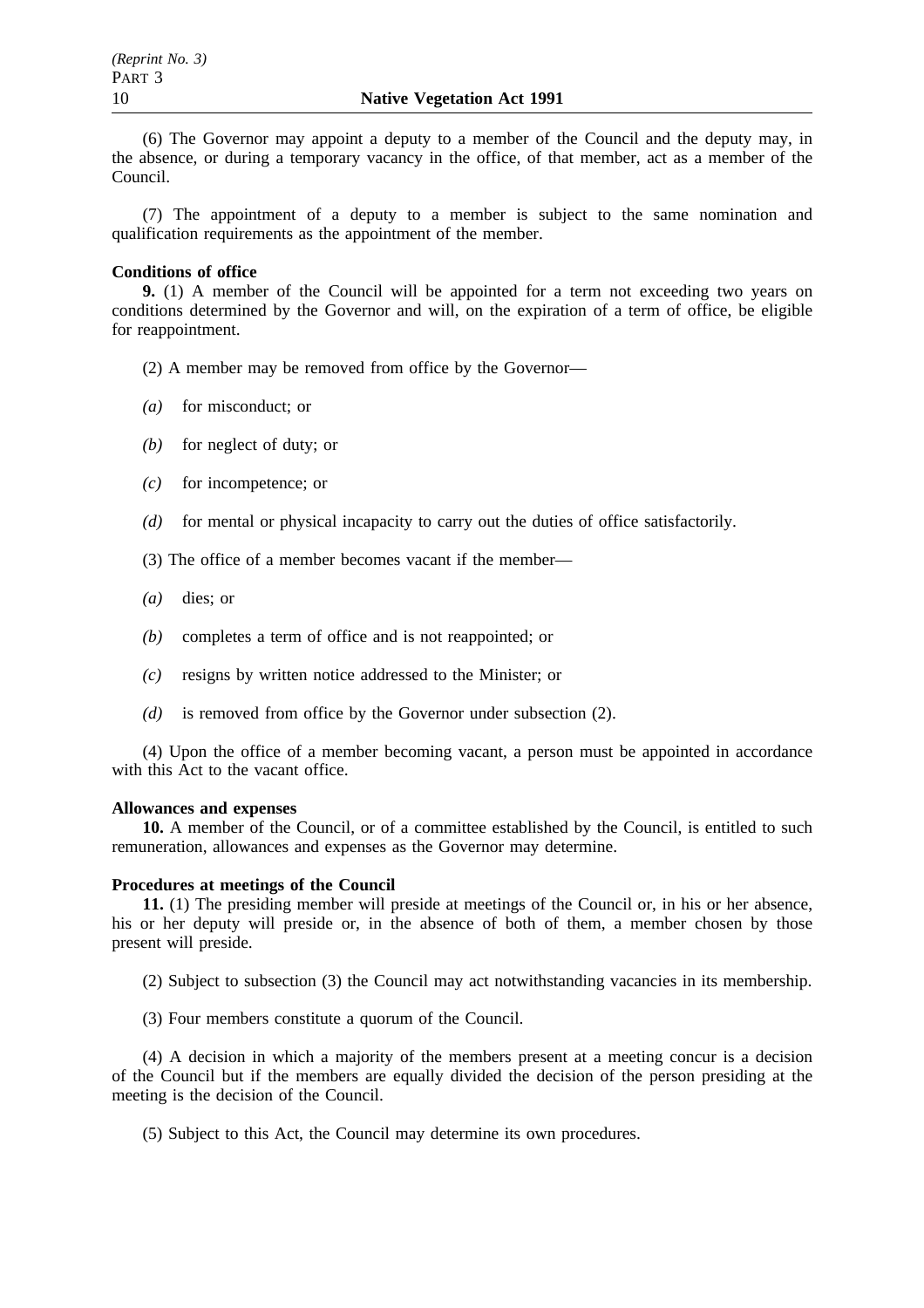(6) The Governor may appoint a deputy to a member of the Council and the deputy may, in the absence, or during a temporary vacancy in the office, of that member, act as a member of the Council.

(7) The appointment of a deputy to a member is subject to the same nomination and qualification requirements as the appointment of the member.

**Conditions of office**

**9.** (1) A member of the Council will be appointed for a term not exceeding two years on conditions determined by the Governor and will, on the expiration of a term of office, be eligible for reappointment.

(2) A member may be removed from office by the Governor—

*(a)* for misconduct; or

*(b)* for neglect of duty; or

*(c)* for incompetence; or

*(d)* for mental or physical incapacity to carry out the duties of office satisfactorily.

(3) The office of a member becomes vacant if the member—

*(a)* dies; or

*(b)* completes a term of office and is not reappointed; or

*(c)* resigns by written notice addressed to the Minister; or

*(d)* is removed from office by the Governor under subsection (2).

(4) Upon the office of a member becoming vacant, a person must be appointed in accordance with this Act to the vacant office.

**Allowances and expenses**

**10.** A member of the Council, or of a committee established by the Council, is entitled to such remuneration, allowances and expenses as the Governor may determine.

**Procedures at meetings of the Council**

**11.** (1) The presiding member will preside at meetings of the Council or, in his or her absence, his or her deputy will preside or, in the absence of both of them, a member chosen by those present will preside.

(2) Subject to subsection (3) the Council may act notwithstanding vacancies in its membership.

(3) Four members constitute a quorum of the Council.

(4) A decision in which a majority of the members present at a meeting concur is a decision of the Council but if the members are equally divided the decision of the person presiding at the meeting is the decision of the Council.

(5) Subject to this Act, the Council may determine its own procedures.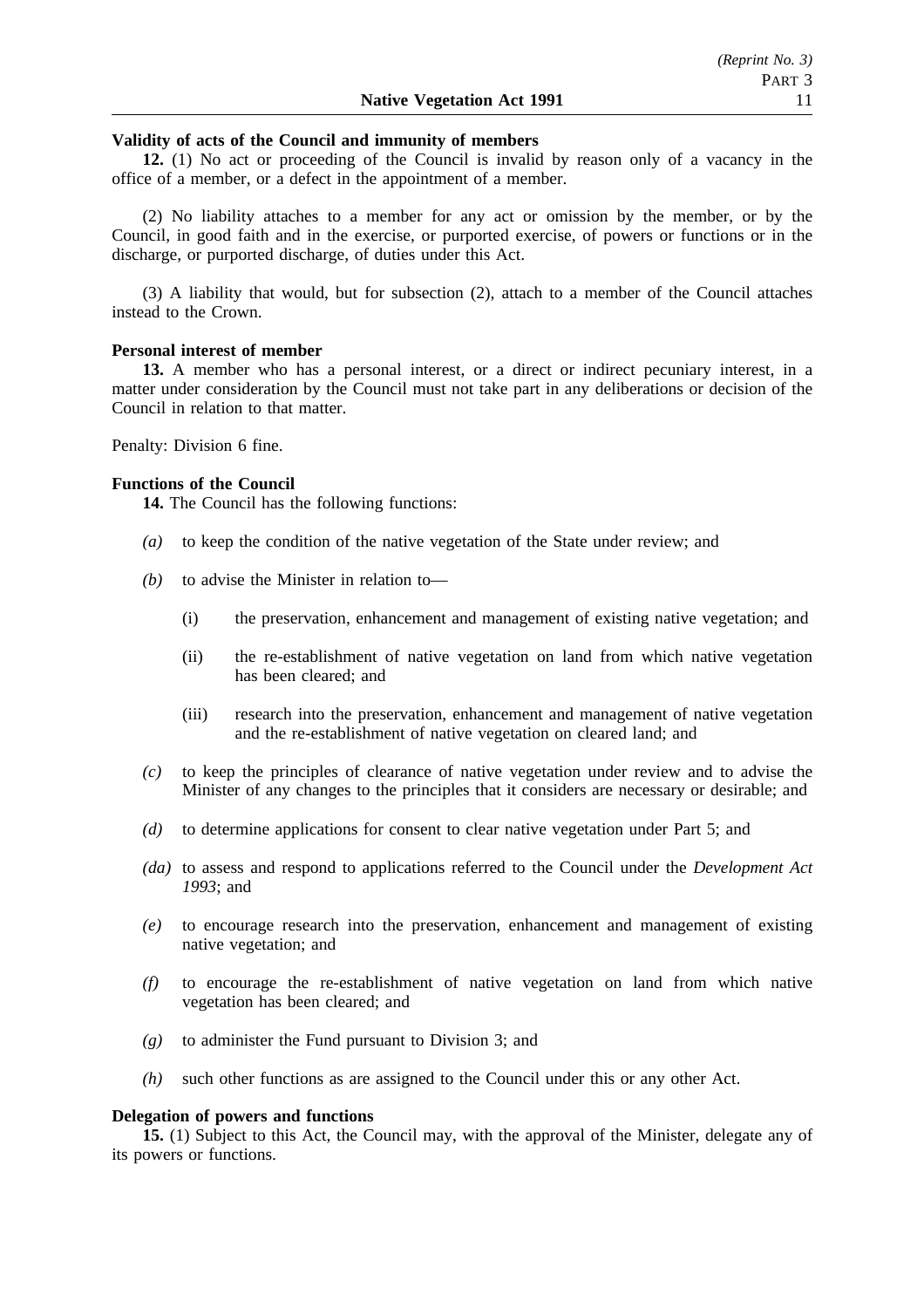**Validity of acts of the Council and immunity of members**

**12.** (1) No act or proceeding of the Council is invalid by reason only of a vacancy in the office of a member, or a defect in the appointment of a member.

(2) No liability attaches to a member for any act or omission by the member, or by the Council, in good faith and in the exercise, or purported exercise, of powers or functions or in the discharge, or purported discharge, of duties under this Act.

(3) A liability that would, but for subsection (2), attach to a member of the Council attaches instead to the Crown.

**Personal interest of member**

**13.** A member who has a personal interest, or a direct or indirect pecuniary interest, in a matter under consideration by the Council must not take part in any deliberations or decision of the Council in relation to that matter.

Penalty: Division 6 fine.

**Functions of the Council**

**14.** The Council has the following functions:

*(a)* to keep the condition of the native vegetation of the State under review; and

*(b)* to advise the Minister in relation to—

  (i) the preservation, enhancement and management of existing native vegetation; and

  (ii) the re-establishment of native vegetation on land from which native vegetation has been cleared; and

  (iii) research into the preservation, enhancement and management of native vegetation and the re-establishment of native vegetation on cleared land; and

*(c)* to keep the principles of clearance of native vegetation under review and to advise the Minister of any changes to the principles that it considers are necessary or desirable; and

*(d)* to determine applications for consent to clear native vegetation under Part 5; and

*(da)* to assess and respond to applications referred to the Council under the *Development Act 1993*; and

*(e)* to encourage research into the preservation, enhancement and management of existing native vegetation; and

*(f)* to encourage the re-establishment of native vegetation on land from which native vegetation has been cleared; and

*(g)* to administer the Fund pursuant to Division 3; and

*(h)* such other functions as are assigned to the Council under this or any other Act.

**Delegation of powers and functions**

**15.** (1) Subject to this Act, the Council may, with the approval of the Minister, delegate any of its powers or functions.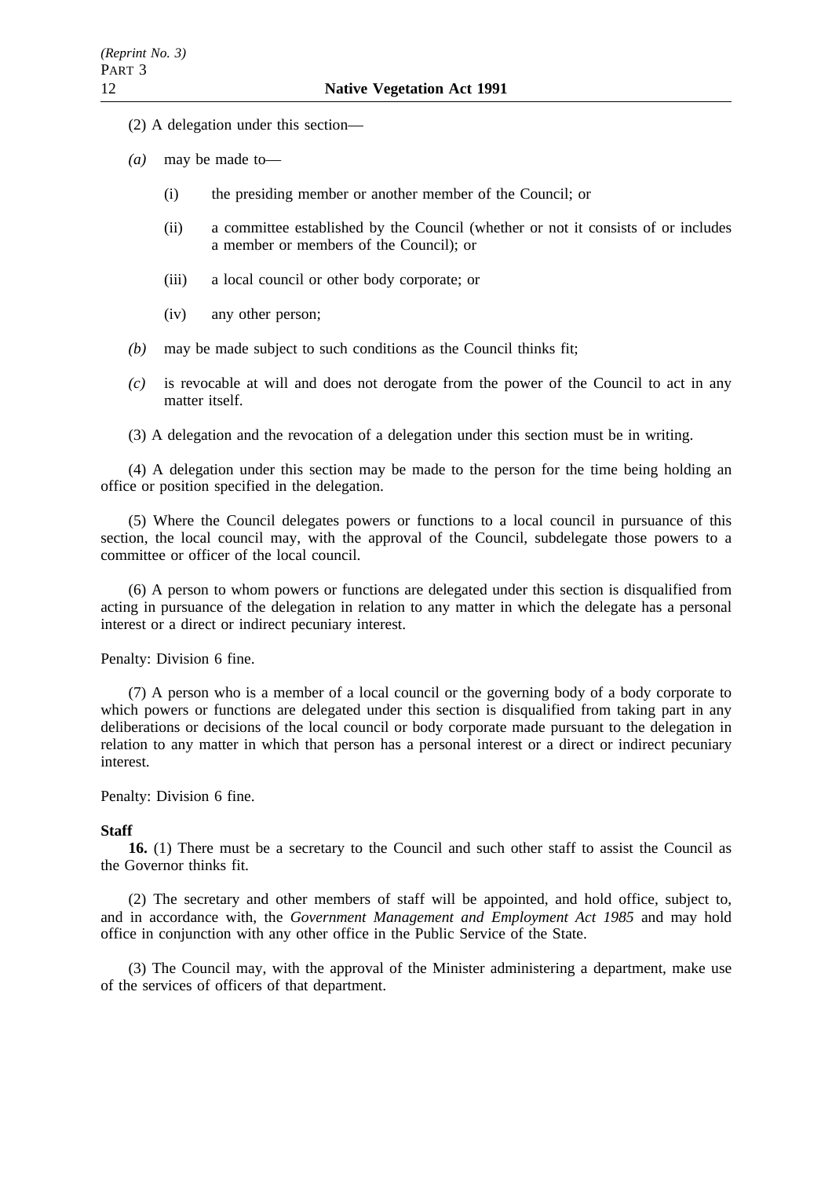(2) A delegation under this section—

*(a)* may be made to—

(i) the presiding member or another member of the Council; or

(ii) a committee established by the Council (whether or not it consists of or includes a member or members of the Council); or

(iii) a local council or other body corporate; or

(iv) any other person;

*(b)* may be made subject to such conditions as the Council thinks fit;

*(c)* is revocable at will and does not derogate from the power of the Council to act in any matter itself.

(3) A delegation and the revocation of a delegation under this section must be in writing.

(4) A delegation under this section may be made to the person for the time being holding an office or position specified in the delegation.

(5) Where the Council delegates powers or functions to a local council in pursuance of this section, the local council may, with the approval of the Council, subdelegate those powers to a committee or officer of the local council.

(6) A person to whom powers or functions are delegated under this section is disqualified from acting in pursuance of the delegation in relation to any matter in which the delegate has a personal interest or a direct or indirect pecuniary interest.

Penalty: Division 6 fine.

(7) A person who is a member of a local council or the governing body of a body corporate to which powers or functions are delegated under this section is disqualified from taking part in any deliberations or decisions of the local council or body corporate made pursuant to the delegation in relation to any matter in which that person has a personal interest or a direct or indirect pecuniary interest.

Penalty: Division 6 fine.

**Staff**

**16.** (1) There must be a secretary to the Council and such other staff to assist the Council as the Governor thinks fit.

(2) The secretary and other members of staff will be appointed, and hold office, subject to, and in accordance with, the *Government Management and Employment Act 1985* and may hold office in conjunction with any other office in the Public Service of the State.

(3) The Council may, with the approval of the Minister administering a department, make use of the services of officers of that department.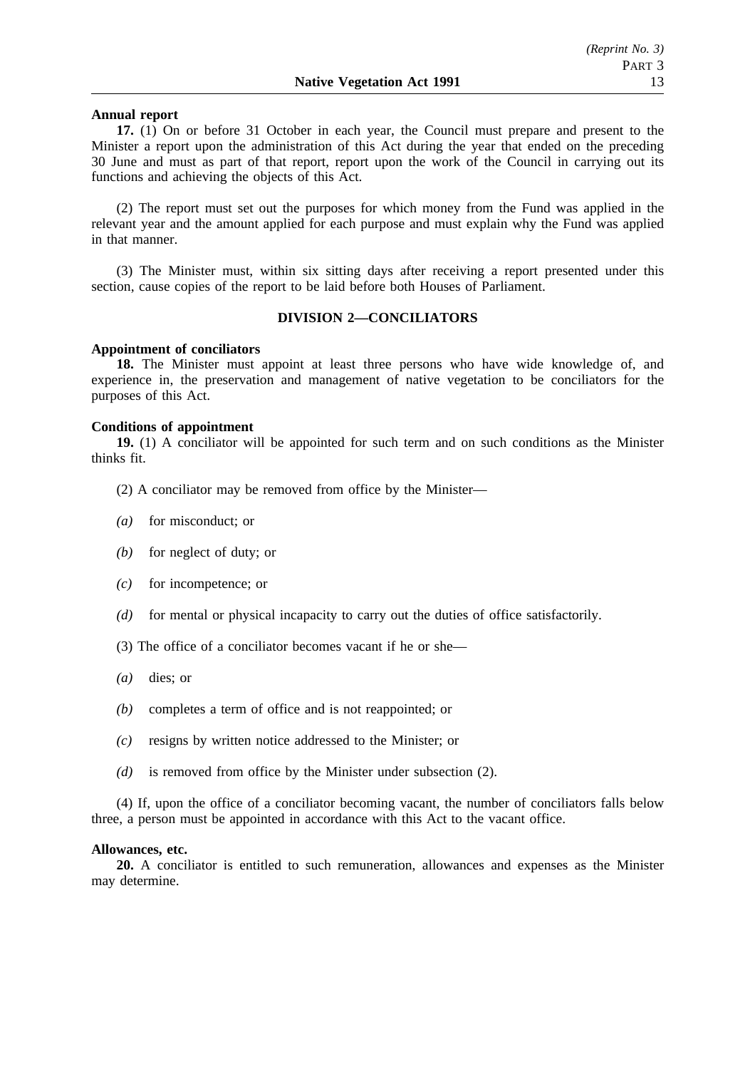**Annual report**

**17.** (1) On or before 31 October in each year, the Council must prepare and present to the Minister a report upon the administration of this Act during the year that ended on the preceding 30 June and must as part of that report, report upon the work of the Council in carrying out its functions and achieving the objects of this Act.

(2) The report must set out the purposes for which money from the Fund was applied in the relevant year and the amount applied for each purpose and must explain why the Fund was applied in that manner.

(3) The Minister must, within six sitting days after receiving a report presented under this section, cause copies of the report to be laid before both Houses of Parliament.

## DIVISION 2—CONCILIATORS

**Appointment of conciliators**

**18.** The Minister must appoint at least three persons who have wide knowledge of, and experience in, the preservation and management of native vegetation to be conciliators for the purposes of this Act.

**Conditions of appointment**

**19.** (1) A conciliator will be appointed for such term and on such conditions as the Minister thinks fit.

(2) A conciliator may be removed from office by the Minister—

*(a)* for misconduct; or

*(b)* for neglect of duty; or

*(c)* for incompetence; or

*(d)* for mental or physical incapacity to carry out the duties of office satisfactorily.

(3) The office of a conciliator becomes vacant if he or she—

*(a)* dies; or

*(b)* completes a term of office and is not reappointed; or

*(c)* resigns by written notice addressed to the Minister; or

*(d)* is removed from office by the Minister under subsection (2).

(4) If, upon the office of a conciliator becoming vacant, the number of conciliators falls below three, a person must be appointed in accordance with this Act to the vacant office.

**Allowances, etc.**

**20.** A conciliator is entitled to such remuneration, allowances and expenses as the Minister may determine.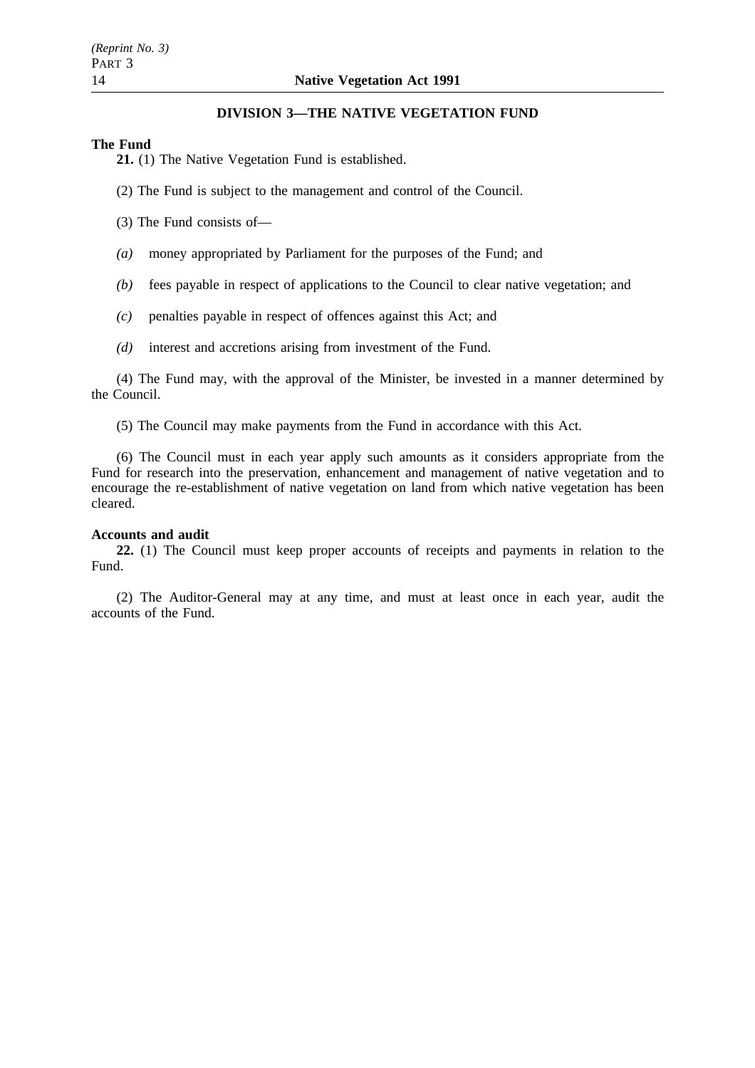## DIVISION 3—THE NATIVE VEGETATION FUND

**The Fund**

**21.** (1) The Native Vegetation Fund is established.

(2) The Fund is subject to the management and control of the Council.

(3) The Fund consists of—

*(a)* money appropriated by Parliament for the purposes of the Fund; and

*(b)* fees payable in respect of applications to the Council to clear native vegetation; and

*(c)* penalties payable in respect of offences against this Act; and

*(d)* interest and accretions arising from investment of the Fund.

(4) The Fund may, with the approval of the Minister, be invested in a manner determined by the Council.

(5) The Council may make payments from the Fund in accordance with this Act.

(6) The Council must in each year apply such amounts as it considers appropriate from the Fund for research into the preservation, enhancement and management of native vegetation and to encourage the re-establishment of native vegetation on land from which native vegetation has been cleared.

**Accounts and audit**

**22.** (1) The Council must keep proper accounts of receipts and payments in relation to the Fund.

(2) The Auditor-General may at any time, and must at least once in each year, audit the accounts of the Fund.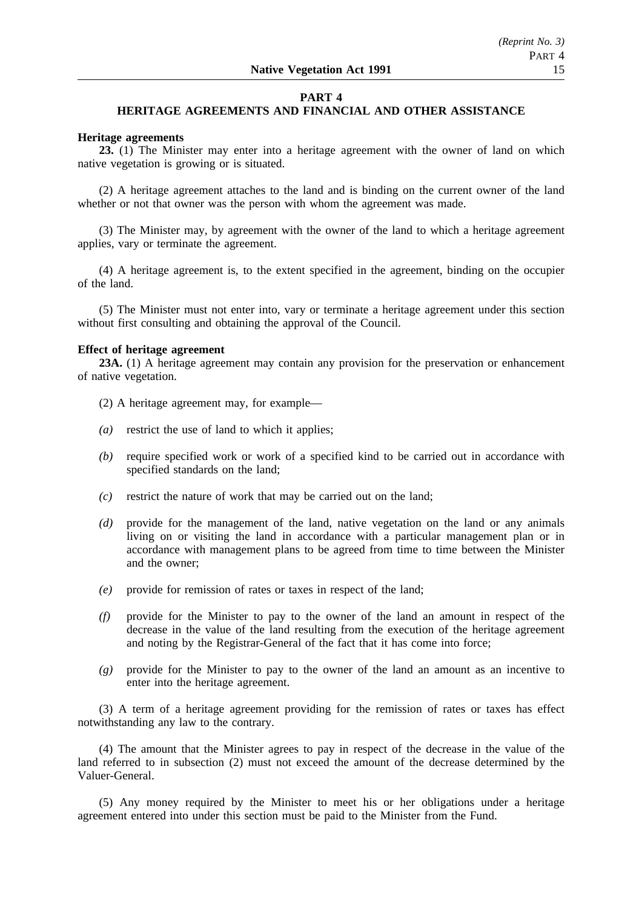## PART 4
## HERITAGE AGREEMENTS AND FINANCIAL AND OTHER ASSISTANCE

**Heritage agreements**

**23.** (1) The Minister may enter into a heritage agreement with the owner of land on which native vegetation is growing or is situated.

(2) A heritage agreement attaches to the land and is binding on the current owner of the land whether or not that owner was the person with whom the agreement was made.

(3) The Minister may, by agreement with the owner of the land to which a heritage agreement applies, vary or terminate the agreement.

(4) A heritage agreement is, to the extent specified in the agreement, binding on the occupier of the land.

(5) The Minister must not enter into, vary or terminate a heritage agreement under this section without first consulting and obtaining the approval of the Council.

**Effect of heritage agreement**

**23A.** (1) A heritage agreement may contain any provision for the preservation or enhancement of native vegetation.

(2) A heritage agreement may, for example—

*(a)* restrict the use of land to which it applies;

*(b)* require specified work or work of a specified kind to be carried out in accordance with specified standards on the land;

*(c)* restrict the nature of work that may be carried out on the land;

*(d)* provide for the management of the land, native vegetation on the land or any animals living on or visiting the land in accordance with a particular management plan or in accordance with management plans to be agreed from time to time between the Minister and the owner;

*(e)* provide for remission of rates or taxes in respect of the land;

*(f)* provide for the Minister to pay to the owner of the land an amount in respect of the decrease in the value of the land resulting from the execution of the heritage agreement and noting by the Registrar-General of the fact that it has come into force;

*(g)* provide for the Minister to pay to the owner of the land an amount as an incentive to enter into the heritage agreement.

(3) A term of a heritage agreement providing for the remission of rates or taxes has effect notwithstanding any law to the contrary.

(4) The amount that the Minister agrees to pay in respect of the decrease in the value of the land referred to in subsection (2) must not exceed the amount of the decrease determined by the Valuer-General.

(5) Any money required by the Minister to meet his or her obligations under a heritage agreement entered into under this section must be paid to the Minister from the Fund.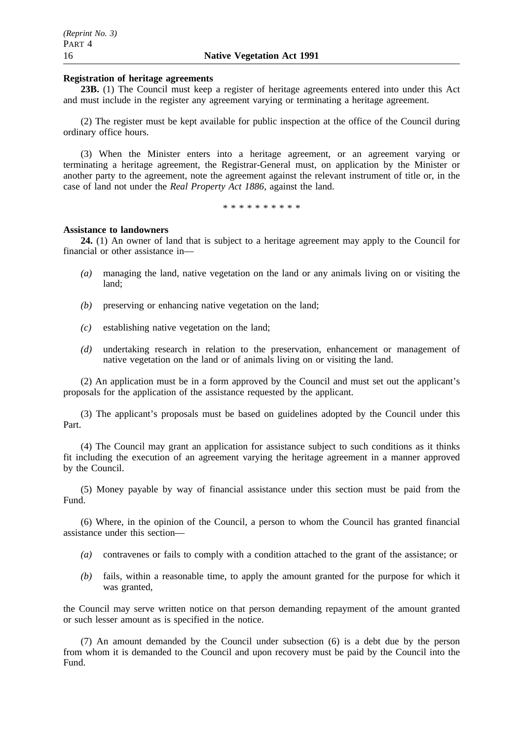**Registration of heritage agreements**

**23B.** (1) The Council must keep a register of heritage agreements entered into under this Act and must include in the register any agreement varying or terminating a heritage agreement.

(2) The register must be kept available for public inspection at the office of the Council during ordinary office hours.

(3) When the Minister enters into a heritage agreement, or an agreement varying or terminating a heritage agreement, the Registrar-General must, on application by the Minister or another party to the agreement, note the agreement against the relevant instrument of title or, in the case of land not under the *Real Property Act 1886*, against the land.

\* \* \* \* \* \* \* \* \* \*

**Assistance to landowners**

**24.** (1) An owner of land that is subject to a heritage agreement may apply to the Council for financial or other assistance in—

*(a)* managing the land, native vegetation on the land or any animals living on or visiting the land;

*(b)* preserving or enhancing native vegetation on the land;

*(c)* establishing native vegetation on the land;

*(d)* undertaking research in relation to the preservation, enhancement or management of native vegetation on the land or of animals living on or visiting the land.

(2) An application must be in a form approved by the Council and must set out the applicant's proposals for the application of the assistance requested by the applicant.

(3) The applicant's proposals must be based on guidelines adopted by the Council under this Part.

(4) The Council may grant an application for assistance subject to such conditions as it thinks fit including the execution of an agreement varying the heritage agreement in a manner approved by the Council.

(5) Money payable by way of financial assistance under this section must be paid from the Fund.

(6) Where, in the opinion of the Council, a person to whom the Council has granted financial assistance under this section—

*(a)* contravenes or fails to comply with a condition attached to the grant of the assistance; or

*(b)* fails, within a reasonable time, to apply the amount granted for the purpose for which it was granted,

the Council may serve written notice on that person demanding repayment of the amount granted or such lesser amount as is specified in the notice.

(7) An amount demanded by the Council under subsection (6) is a debt due by the person from whom it is demanded to the Council and upon recovery must be paid by the Council into the Fund.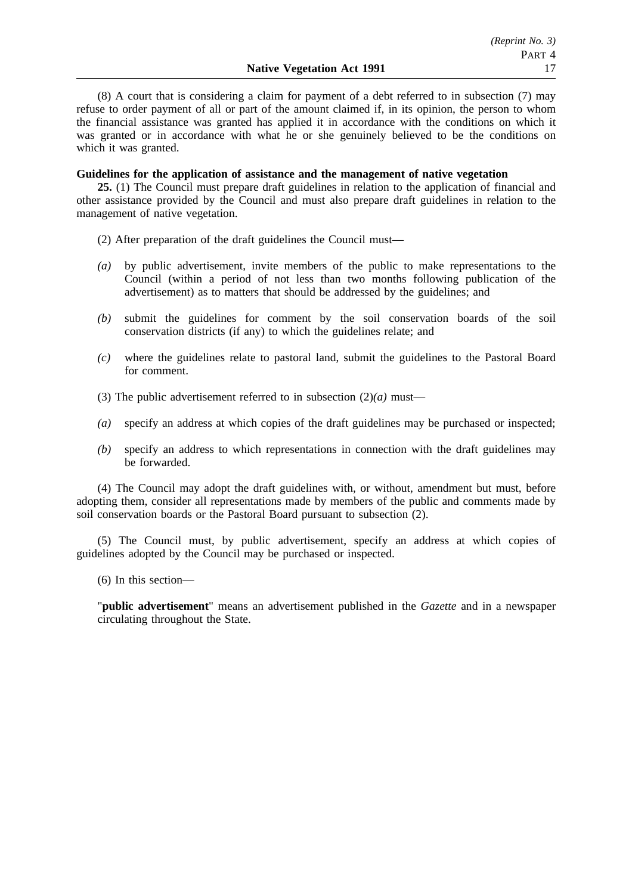(8) A court that is considering a claim for payment of a debt referred to in subsection (7) may refuse to order payment of all or part of the amount claimed if, in its opinion, the person to whom the financial assistance was granted has applied it in accordance with the conditions on which it was granted or in accordance with what he or she genuinely believed to be the conditions on which it was granted.

**Guidelines for the application of assistance and the management of native vegetation**

**25.** (1) The Council must prepare draft guidelines in relation to the application of financial and other assistance provided by the Council and must also prepare draft guidelines in relation to the management of native vegetation.

(2) After preparation of the draft guidelines the Council must—

*(a)* by public advertisement, invite members of the public to make representations to the Council (within a period of not less than two months following publication of the advertisement) as to matters that should be addressed by the guidelines; and

*(b)* submit the guidelines for comment by the soil conservation boards of the soil conservation districts (if any) to which the guidelines relate; and

*(c)* where the guidelines relate to pastoral land, submit the guidelines to the Pastoral Board for comment.

(3) The public advertisement referred to in subsection (2)*(a)* must—

*(a)* specify an address at which copies of the draft guidelines may be purchased or inspected;

*(b)* specify an address to which representations in connection with the draft guidelines may be forwarded.

(4) The Council may adopt the draft guidelines with, or without, amendment but must, before adopting them, consider all representations made by members of the public and comments made by soil conservation boards or the Pastoral Board pursuant to subsection (2).

(5) The Council must, by public advertisement, specify an address at which copies of guidelines adopted by the Council may be purchased or inspected.

(6) In this section—

"**public advertisement**" means an advertisement published in the *Gazette* and in a newspaper circulating throughout the State.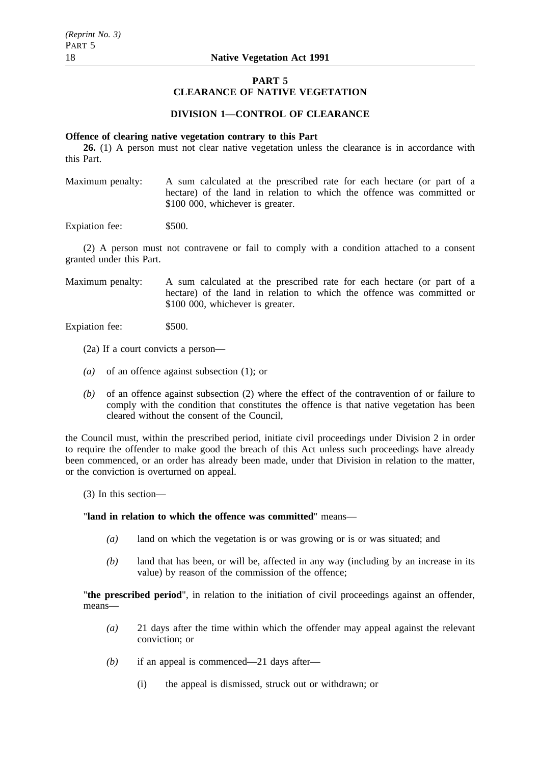## PART 5
## CLEARANCE OF NATIVE VEGETATION

### DIVISION 1—CONTROL OF CLEARANCE

**Offence of clearing native vegetation contrary to this Part**

**26.** (1) A person must not clear native vegetation unless the clearance is in accordance with this Part.

Maximum penalty: A sum calculated at the prescribed rate for each hectare (or part of a hectare) of the land in relation to which the offence was committed or \$100 000, whichever is greater.

Expiation fee: \$500.

(2) A person must not contravene or fail to comply with a condition attached to a consent granted under this Part.

Maximum penalty: A sum calculated at the prescribed rate for each hectare (or part of a hectare) of the land in relation to which the offence was committed or \$100 000, whichever is greater.

Expiation fee: \$500.

(2a) If a court convicts a person—

*(a)* of an offence against subsection (1); or

*(b)* of an offence against subsection (2) where the effect of the contravention of or failure to comply with the condition that constitutes the offence is that native vegetation has been cleared without the consent of the Council,

the Council must, within the prescribed period, initiate civil proceedings under Division 2 in order to require the offender to make good the breach of this Act unless such proceedings have already been commenced, or an order has already been made, under that Division in relation to the matter, or the conviction is overturned on appeal.

(3) In this section—

"**land in relation to which the offence was committed**" means—

*(a)* land on which the vegetation is or was growing or is or was situated; and

*(b)* land that has been, or will be, affected in any way (including by an increase in its value) by reason of the commission of the offence;

"**the prescribed period**", in relation to the initiation of civil proceedings against an offender, means—

*(a)* 21 days after the time within which the offender may appeal against the relevant conviction; or

*(b)* if an appeal is commenced—21 days after—

(i) the appeal is dismissed, struck out or withdrawn; or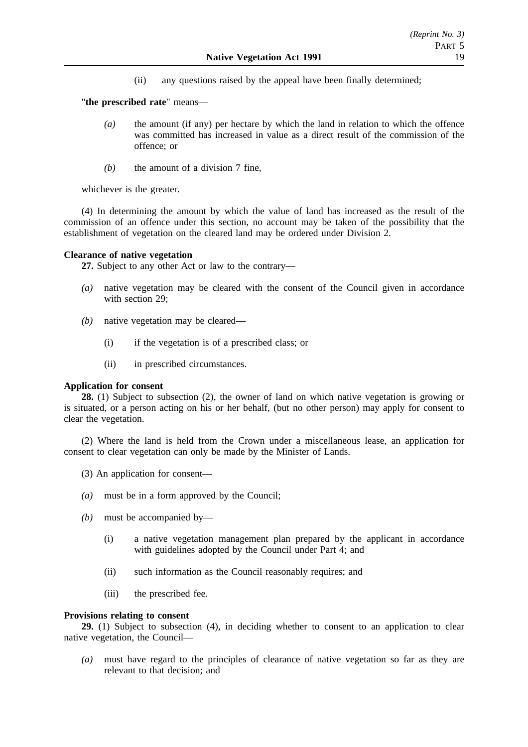(ii) any questions raised by the appeal have been finally determined;

"**the prescribed rate**" means—

*(a)* the amount (if any) per hectare by which the land in relation to which the offence was committed has increased in value as a direct result of the commission of the offence; or

*(b)* the amount of a division 7 fine,

whichever is the greater.

(4) In determining the amount by which the value of land has increased as the result of the commission of an offence under this section, no account may be taken of the possibility that the establishment of vegetation on the cleared land may be ordered under Division 2.

**Clearance of native vegetation**

**27.** Subject to any other Act or law to the contrary—

*(a)* native vegetation may be cleared with the consent of the Council given in accordance with section 29;

*(b)* native vegetation may be cleared—

(i) if the vegetation is of a prescribed class; or

(ii) in prescribed circumstances.

**Application for consent**

**28.** (1) Subject to subsection (2), the owner of land on which native vegetation is growing or is situated, or a person acting on his or her behalf, (but no other person) may apply for consent to clear the vegetation.

(2) Where the land is held from the Crown under a miscellaneous lease, an application for consent to clear vegetation can only be made by the Minister of Lands.

(3) An application for consent—

*(a)* must be in a form approved by the Council;

*(b)* must be accompanied by—

(i) a native vegetation management plan prepared by the applicant in accordance with guidelines adopted by the Council under Part 4; and

(ii) such information as the Council reasonably requires; and

(iii) the prescribed fee.

**Provisions relating to consent**

**29.** (1) Subject to subsection (4), in deciding whether to consent to an application to clear native vegetation, the Council—

*(a)* must have regard to the principles of clearance of native vegetation so far as they are relevant to that decision; and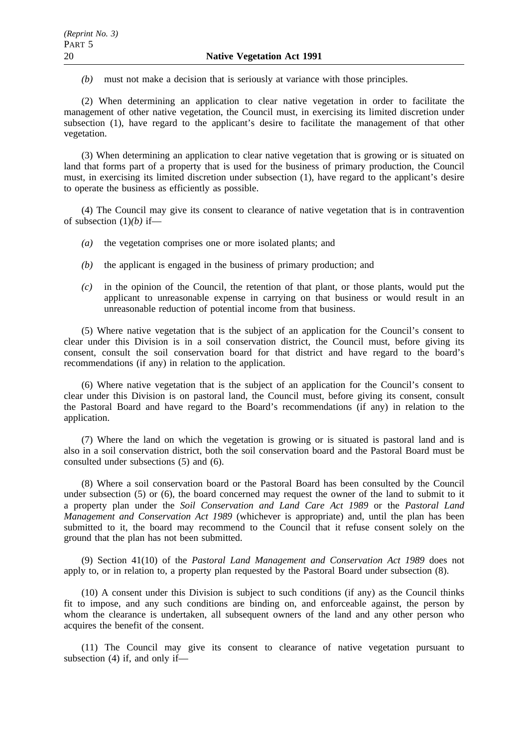*(b)* must not make a decision that is seriously at variance with those principles.

(2) When determining an application to clear native vegetation in order to facilitate the management of other native vegetation, the Council must, in exercising its limited discretion under subsection (1), have regard to the applicant's desire to facilitate the management of that other vegetation.

(3) When determining an application to clear native vegetation that is growing or is situated on land that forms part of a property that is used for the business of primary production, the Council must, in exercising its limited discretion under subsection (1), have regard to the applicant's desire to operate the business as efficiently as possible.

(4) The Council may give its consent to clearance of native vegetation that is in contravention of subsection (1)*(b)* if—

*(a)* the vegetation comprises one or more isolated plants; and

*(b)* the applicant is engaged in the business of primary production; and

*(c)* in the opinion of the Council, the retention of that plant, or those plants, would put the applicant to unreasonable expense in carrying on that business or would result in an unreasonable reduction of potential income from that business.

(5) Where native vegetation that is the subject of an application for the Council's consent to clear under this Division is in a soil conservation district, the Council must, before giving its consent, consult the soil conservation board for that district and have regard to the board's recommendations (if any) in relation to the application.

(6) Where native vegetation that is the subject of an application for the Council's consent to clear under this Division is on pastoral land, the Council must, before giving its consent, consult the Pastoral Board and have regard to the Board's recommendations (if any) in relation to the application.

(7) Where the land on which the vegetation is growing or is situated is pastoral land and is also in a soil conservation district, both the soil conservation board and the Pastoral Board must be consulted under subsections (5) and (6).

(8) Where a soil conservation board or the Pastoral Board has been consulted by the Council under subsection (5) or (6), the board concerned may request the owner of the land to submit to it a property plan under the *Soil Conservation and Land Care Act 1989* or the *Pastoral Land Management and Conservation Act 1989* (whichever is appropriate) and, until the plan has been submitted to it, the board may recommend to the Council that it refuse consent solely on the ground that the plan has not been submitted.

(9) Section 41(10) of the *Pastoral Land Management and Conservation Act 1989* does not apply to, or in relation to, a property plan requested by the Pastoral Board under subsection (8).

(10) A consent under this Division is subject to such conditions (if any) as the Council thinks fit to impose, and any such conditions are binding on, and enforceable against, the person by whom the clearance is undertaken, all subsequent owners of the land and any other person who acquires the benefit of the consent.

(11) The Council may give its consent to clearance of native vegetation pursuant to subsection (4) if, and only if—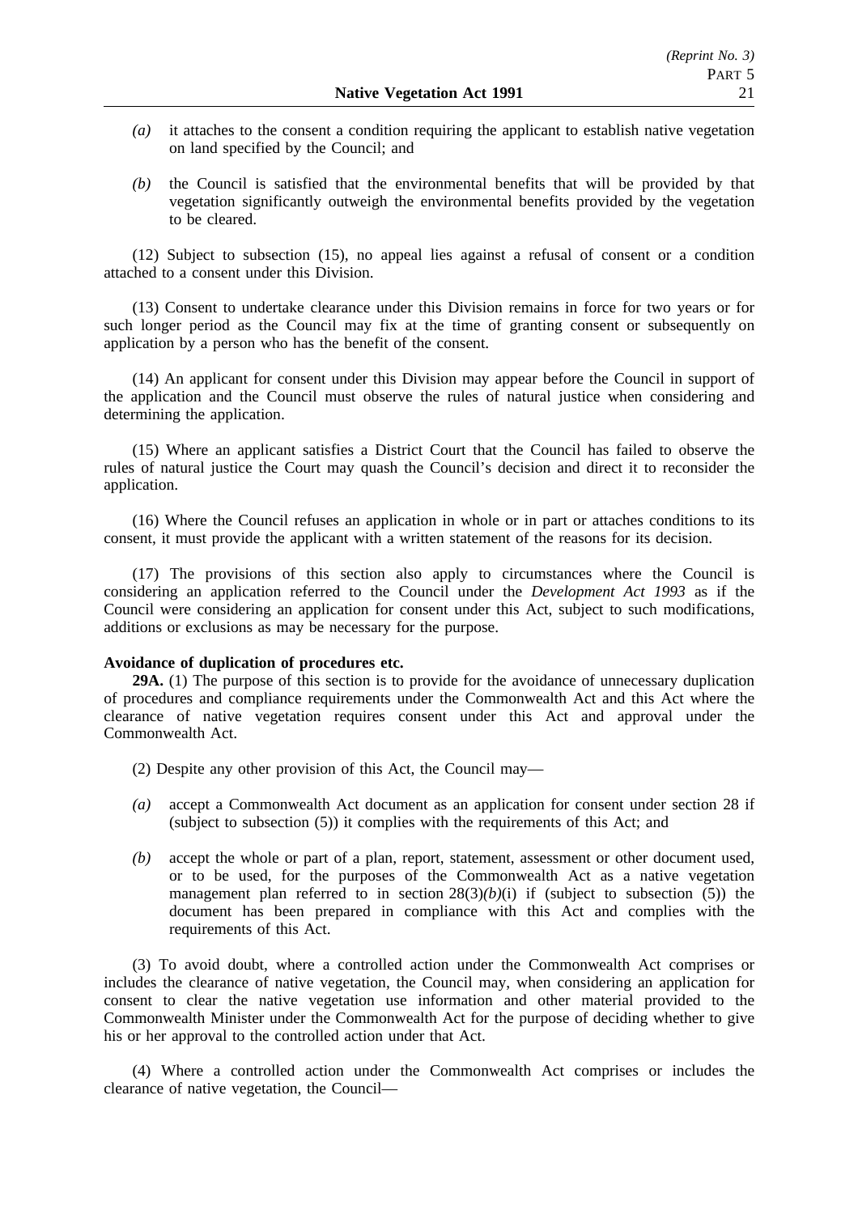*(a)* it attaches to the consent a condition requiring the applicant to establish native vegetation on land specified by the Council; and

*(b)* the Council is satisfied that the environmental benefits that will be provided by that vegetation significantly outweigh the environmental benefits provided by the vegetation to be cleared.

(12) Subject to subsection (15), no appeal lies against a refusal of consent or a condition attached to a consent under this Division.

(13) Consent to undertake clearance under this Division remains in force for two years or for such longer period as the Council may fix at the time of granting consent or subsequently on application by a person who has the benefit of the consent.

(14) An applicant for consent under this Division may appear before the Council in support of the application and the Council must observe the rules of natural justice when considering and determining the application.

(15) Where an applicant satisfies a District Court that the Council has failed to observe the rules of natural justice the Court may quash the Council's decision and direct it to reconsider the application.

(16) Where the Council refuses an application in whole or in part or attaches conditions to its consent, it must provide the applicant with a written statement of the reasons for its decision.

(17) The provisions of this section also apply to circumstances where the Council is considering an application referred to the Council under the *Development Act 1993* as if the Council were considering an application for consent under this Act, subject to such modifications, additions or exclusions as may be necessary for the purpose.

**Avoidance of duplication of procedures etc.**

**29A.** (1) The purpose of this section is to provide for the avoidance of unnecessary duplication of procedures and compliance requirements under the Commonwealth Act and this Act where the clearance of native vegetation requires consent under this Act and approval under the Commonwealth Act.

(2) Despite any other provision of this Act, the Council may—

*(a)* accept a Commonwealth Act document as an application for consent under section 28 if (subject to subsection (5)) it complies with the requirements of this Act; and

*(b)* accept the whole or part of a plan, report, statement, assessment or other document used, or to be used, for the purposes of the Commonwealth Act as a native vegetation management plan referred to in section 28(3)*(b)*(i) if (subject to subsection (5)) the document has been prepared in compliance with this Act and complies with the requirements of this Act.

(3) To avoid doubt, where a controlled action under the Commonwealth Act comprises or includes the clearance of native vegetation, the Council may, when considering an application for consent to clear the native vegetation use information and other material provided to the Commonwealth Minister under the Commonwealth Act for the purpose of deciding whether to give his or her approval to the controlled action under that Act.

(4) Where a controlled action under the Commonwealth Act comprises or includes the clearance of native vegetation, the Council—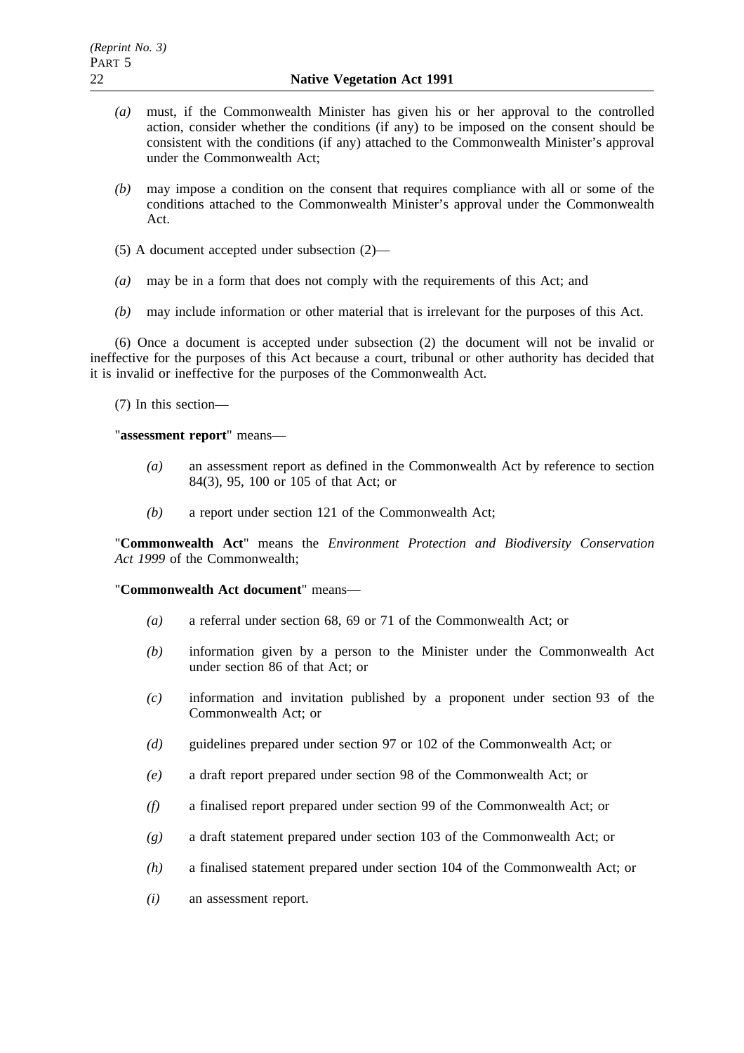*(a)* must, if the Commonwealth Minister has given his or her approval to the controlled action, consider whether the conditions (if any) to be imposed on the consent should be consistent with the conditions (if any) attached to the Commonwealth Minister's approval under the Commonwealth Act;

*(b)* may impose a condition on the consent that requires compliance with all or some of the conditions attached to the Commonwealth Minister's approval under the Commonwealth Act.

(5) A document accepted under subsection (2)—

*(a)* may be in a form that does not comply with the requirements of this Act; and

*(b)* may include information or other material that is irrelevant for the purposes of this Act.

(6) Once a document is accepted under subsection (2) the document will not be invalid or ineffective for the purposes of this Act because a court, tribunal or other authority has decided that it is invalid or ineffective for the purposes of the Commonwealth Act.

(7) In this section—

"**assessment report**" means—

*(a)* an assessment report as defined in the Commonwealth Act by reference to section 84(3), 95, 100 or 105 of that Act; or

*(b)* a report under section 121 of the Commonwealth Act;

"**Commonwealth Act**" means the *Environment Protection and Biodiversity Conservation Act 1999* of the Commonwealth;

"**Commonwealth Act document**" means—

*(a)* a referral under section 68, 69 or 71 of the Commonwealth Act; or

*(b)* information given by a person to the Minister under the Commonwealth Act under section 86 of that Act; or

*(c)* information and invitation published by a proponent under section 93 of the Commonwealth Act; or

*(d)* guidelines prepared under section 97 or 102 of the Commonwealth Act; or

*(e)* a draft report prepared under section 98 of the Commonwealth Act; or

*(f)* a finalised report prepared under section 99 of the Commonwealth Act; or

*(g)* a draft statement prepared under section 103 of the Commonwealth Act; or

*(h)* a finalised statement prepared under section 104 of the Commonwealth Act; or

*(i)* an assessment report.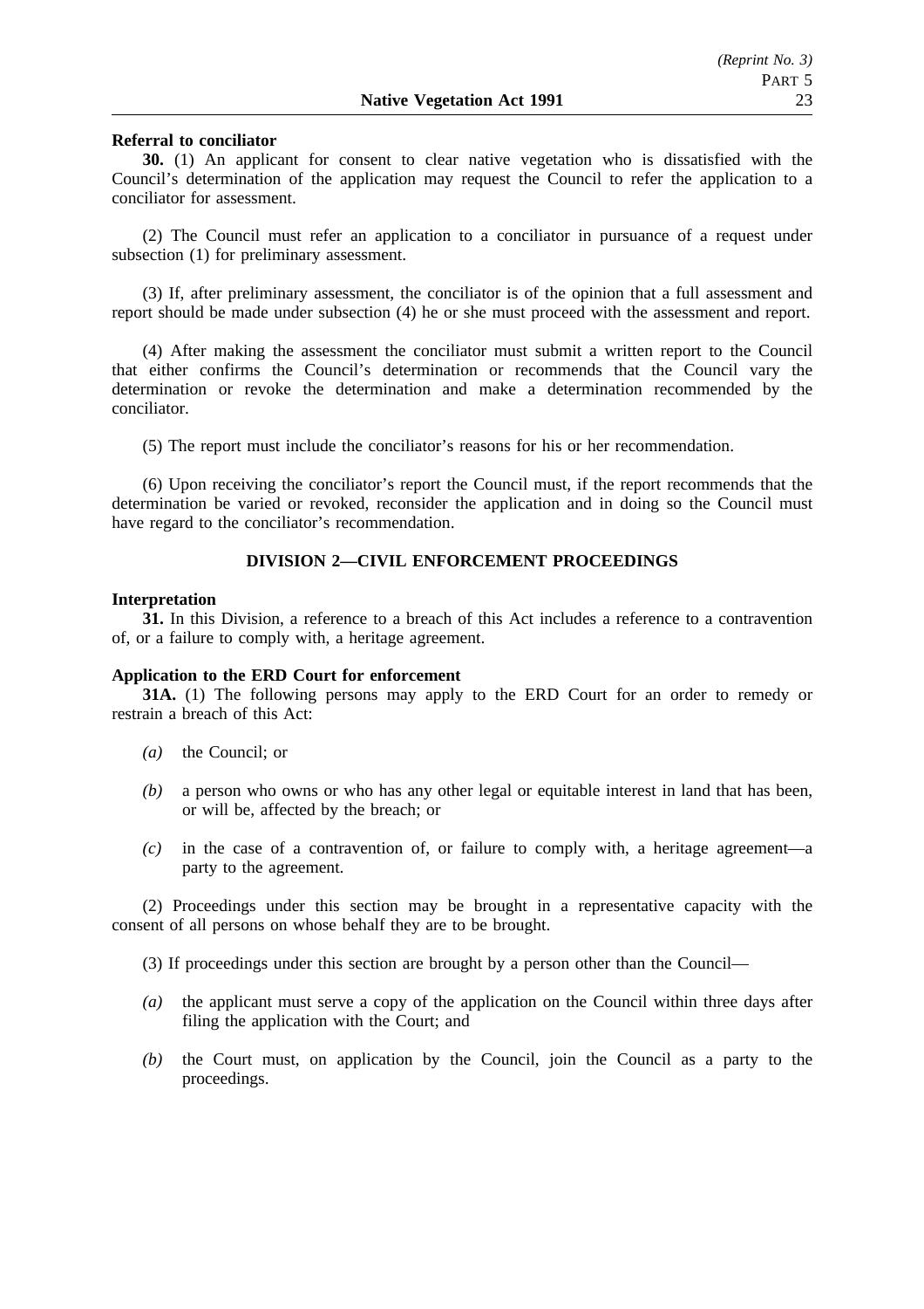**Referral to conciliator**

**30.** (1) An applicant for consent to clear native vegetation who is dissatisfied with the Council's determination of the application may request the Council to refer the application to a conciliator for assessment.

(2) The Council must refer an application to a conciliator in pursuance of a request under subsection (1) for preliminary assessment.

(3) If, after preliminary assessment, the conciliator is of the opinion that a full assessment and report should be made under subsection (4) he or she must proceed with the assessment and report.

(4) After making the assessment the conciliator must submit a written report to the Council that either confirms the Council's determination or recommends that the Council vary the determination or revoke the determination and make a determination recommended by the conciliator.

(5) The report must include the conciliator's reasons for his or her recommendation.

(6) Upon receiving the conciliator's report the Council must, if the report recommends that the determination be varied or revoked, reconsider the application and in doing so the Council must have regard to the conciliator's recommendation.

## DIVISION 2—CIVIL ENFORCEMENT PROCEEDINGS

**Interpretation**

**31.** In this Division, a reference to a breach of this Act includes a reference to a contravention of, or a failure to comply with, a heritage agreement.

**Application to the ERD Court for enforcement**

**31A.** (1) The following persons may apply to the ERD Court for an order to remedy or restrain a breach of this Act:

*(a)* the Council; or

*(b)* a person who owns or who has any other legal or equitable interest in land that has been, or will be, affected by the breach; or

*(c)* in the case of a contravention of, or failure to comply with, a heritage agreement—a party to the agreement.

(2) Proceedings under this section may be brought in a representative capacity with the consent of all persons on whose behalf they are to be brought.

(3) If proceedings under this section are brought by a person other than the Council—

*(a)* the applicant must serve a copy of the application on the Council within three days after filing the application with the Court; and

*(b)* the Court must, on application by the Council, join the Council as a party to the proceedings.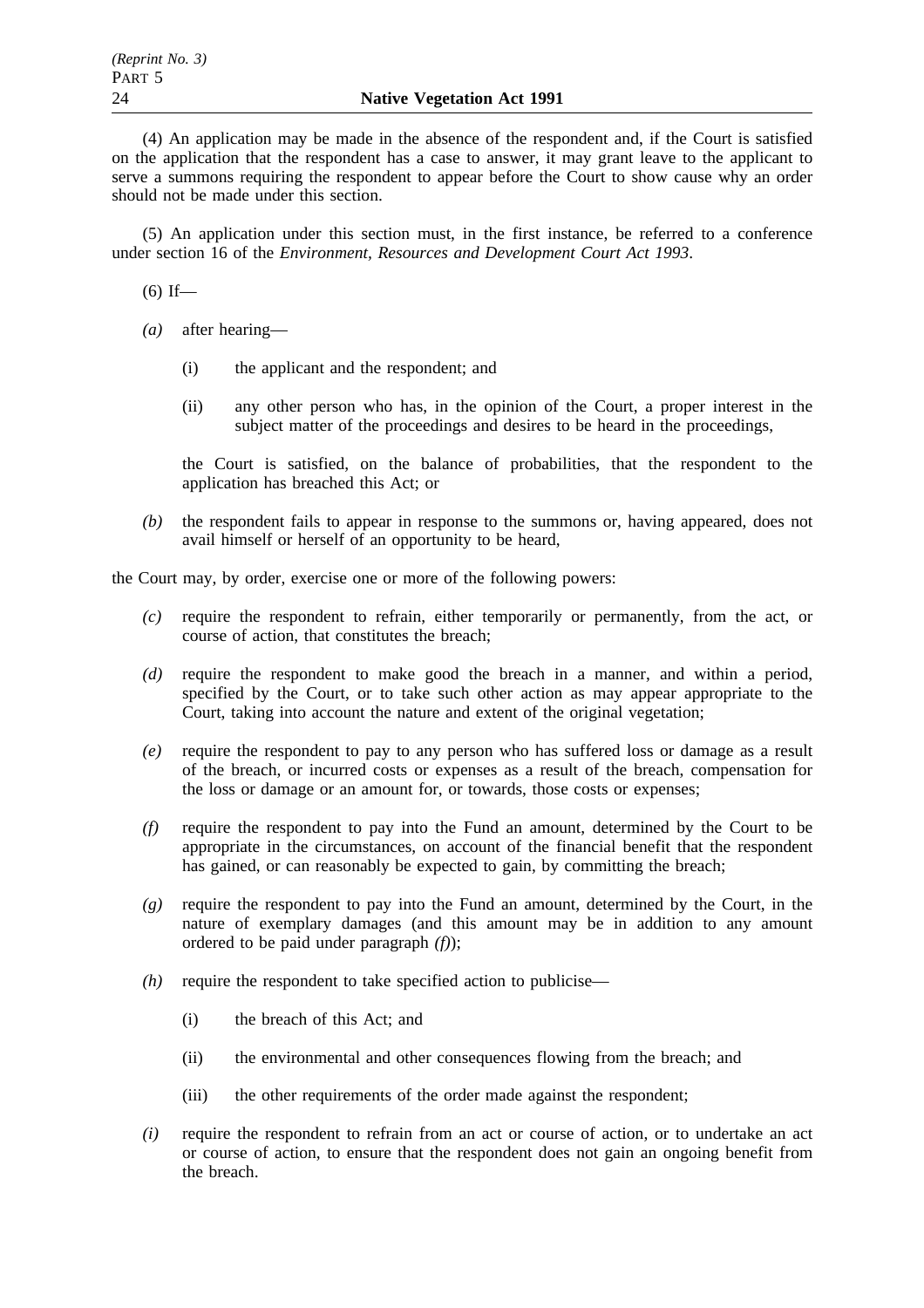(4) An application may be made in the absence of the respondent and, if the Court is satisfied on the application that the respondent has a case to answer, it may grant leave to the applicant to serve a summons requiring the respondent to appear before the Court to show cause why an order should not be made under this section.

(5) An application under this section must, in the first instance, be referred to a conference under section 16 of the *Environment, Resources and Development Court Act 1993*.

(6) If—

*(a)* after hearing—

(i) the applicant and the respondent; and

(ii) any other person who has, in the opinion of the Court, a proper interest in the subject matter of the proceedings and desires to be heard in the proceedings,

the Court is satisfied, on the balance of probabilities, that the respondent to the application has breached this Act; or

*(b)* the respondent fails to appear in response to the summons or, having appeared, does not avail himself or herself of an opportunity to be heard,

the Court may, by order, exercise one or more of the following powers:

*(c)* require the respondent to refrain, either temporarily or permanently, from the act, or course of action, that constitutes the breach;

*(d)* require the respondent to make good the breach in a manner, and within a period, specified by the Court, or to take such other action as may appear appropriate to the Court, taking into account the nature and extent of the original vegetation;

*(e)* require the respondent to pay to any person who has suffered loss or damage as a result of the breach, or incurred costs or expenses as a result of the breach, compensation for the loss or damage or an amount for, or towards, those costs or expenses;

*(f)* require the respondent to pay into the Fund an amount, determined by the Court to be appropriate in the circumstances, on account of the financial benefit that the respondent has gained, or can reasonably be expected to gain, by committing the breach;

*(g)* require the respondent to pay into the Fund an amount, determined by the Court, in the nature of exemplary damages (and this amount may be in addition to any amount ordered to be paid under paragraph *(f)*);

*(h)* require the respondent to take specified action to publicise—

(i) the breach of this Act; and

(ii) the environmental and other consequences flowing from the breach; and

(iii) the other requirements of the order made against the respondent;

*(i)* require the respondent to refrain from an act or course of action, or to undertake an act or course of action, to ensure that the respondent does not gain an ongoing benefit from the breach.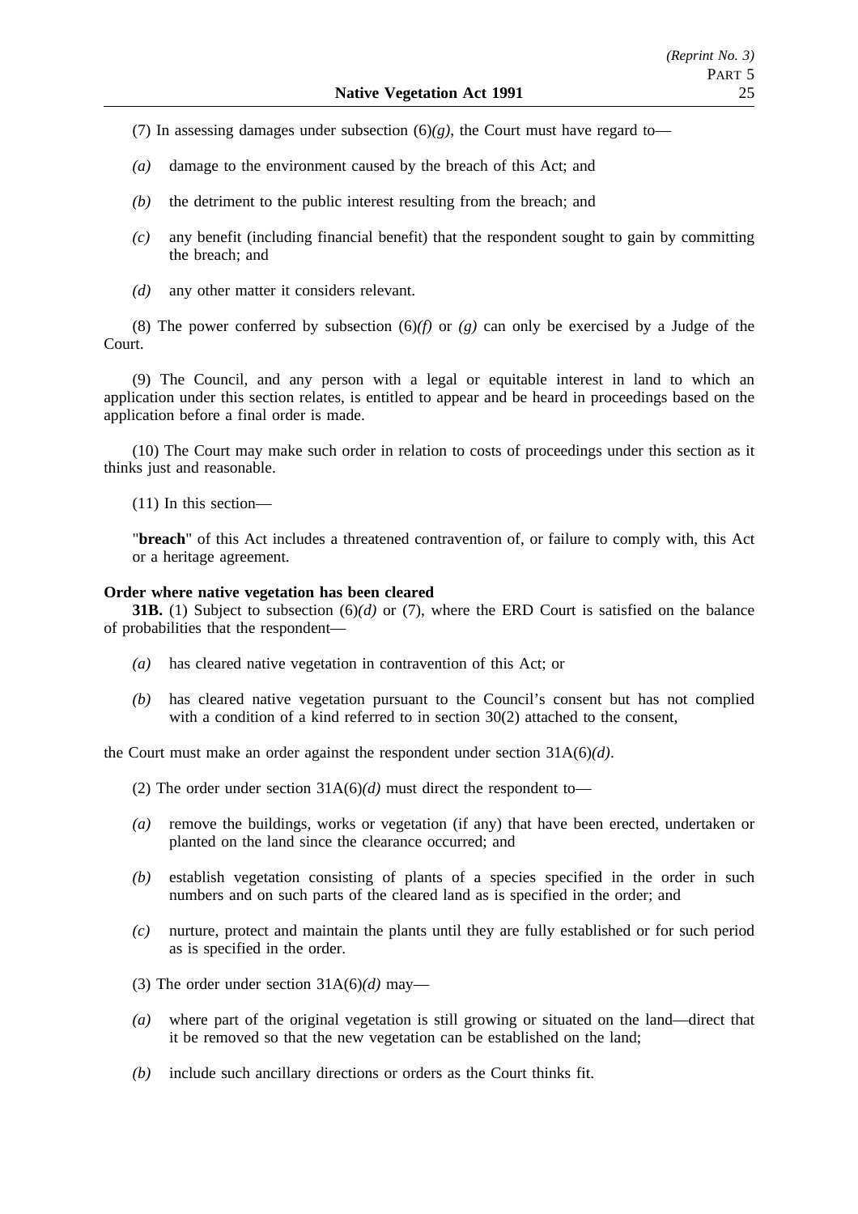(7) In assessing damages under subsection (6)*(g)*, the Court must have regard to—

*(a)* damage to the environment caused by the breach of this Act; and

*(b)* the detriment to the public interest resulting from the breach; and

*(c)* any benefit (including financial benefit) that the respondent sought to gain by committing the breach; and

*(d)* any other matter it considers relevant.

(8) The power conferred by subsection (6)*(f)* or *(g)* can only be exercised by a Judge of the Court.

(9) The Council, and any person with a legal or equitable interest in land to which an application under this section relates, is entitled to appear and be heard in proceedings based on the application before a final order is made.

(10) The Court may make such order in relation to costs of proceedings under this section as it thinks just and reasonable.

(11) In this section—

"**breach**" of this Act includes a threatened contravention of, or failure to comply with, this Act or a heritage agreement.

**Order where native vegetation has been cleared**

**31B.** (1) Subject to subsection (6)*(d)* or (7), where the ERD Court is satisfied on the balance of probabilities that the respondent—

*(a)* has cleared native vegetation in contravention of this Act; or

*(b)* has cleared native vegetation pursuant to the Council's consent but has not complied with a condition of a kind referred to in section 30(2) attached to the consent,

the Court must make an order against the respondent under section 31A(6)*(d)*.

(2) The order under section 31A(6)*(d)* must direct the respondent to—

*(a)* remove the buildings, works or vegetation (if any) that have been erected, undertaken or planted on the land since the clearance occurred; and

*(b)* establish vegetation consisting of plants of a species specified in the order in such numbers and on such parts of the cleared land as is specified in the order; and

*(c)* nurture, protect and maintain the plants until they are fully established or for such period as is specified in the order.

(3) The order under section 31A(6)*(d)* may—

*(a)* where part of the original vegetation is still growing or situated on the land—direct that it be removed so that the new vegetation can be established on the land;

*(b)* include such ancillary directions or orders as the Court thinks fit.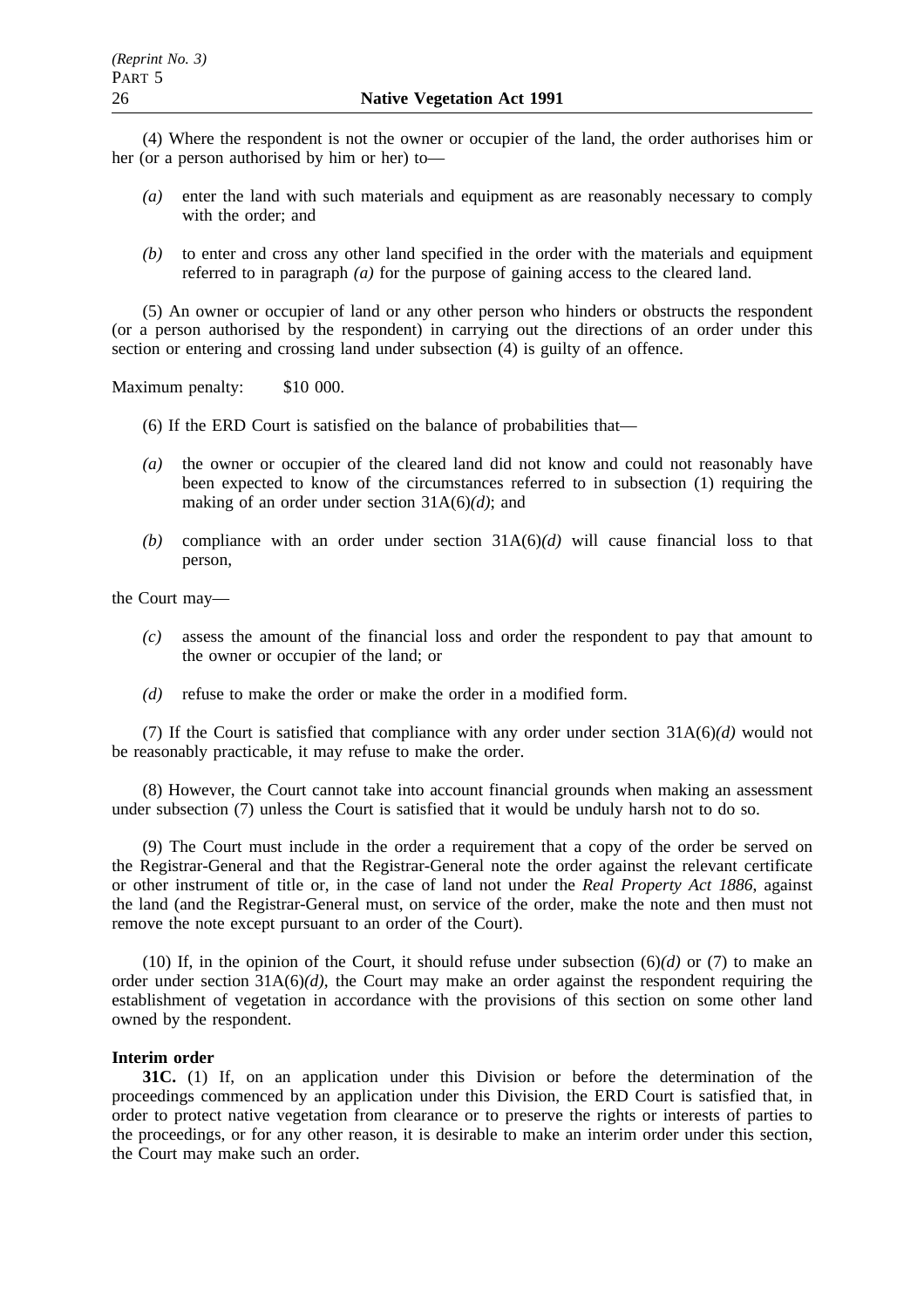(4) Where the respondent is not the owner or occupier of the land, the order authorises him or her (or a person authorised by him or her) to—

*(a)* enter the land with such materials and equipment as are reasonably necessary to comply with the order; and

*(b)* to enter and cross any other land specified in the order with the materials and equipment referred to in paragraph *(a)* for the purpose of gaining access to the cleared land.

(5) An owner or occupier of land or any other person who hinders or obstructs the respondent (or a person authorised by the respondent) in carrying out the directions of an order under this section or entering and crossing land under subsection (4) is guilty of an offence.

Maximum penalty: $10 000.

(6) If the ERD Court is satisfied on the balance of probabilities that—

*(a)* the owner or occupier of the cleared land did not know and could not reasonably have been expected to know of the circumstances referred to in subsection (1) requiring the making of an order under section 31A(6)*(d)*; and

*(b)* compliance with an order under section 31A(6)*(d)* will cause financial loss to that person,

the Court may—

*(c)* assess the amount of the financial loss and order the respondent to pay that amount to the owner or occupier of the land; or

*(d)* refuse to make the order or make the order in a modified form.

(7) If the Court is satisfied that compliance with any order under section 31A(6)*(d)* would not be reasonably practicable, it may refuse to make the order.

(8) However, the Court cannot take into account financial grounds when making an assessment under subsection (7) unless the Court is satisfied that it would be unduly harsh not to do so.

(9) The Court must include in the order a requirement that a copy of the order be served on the Registrar-General and that the Registrar-General note the order against the relevant certificate or other instrument of title or, in the case of land not under the *Real Property Act 1886*, against the land (and the Registrar-General must, on service of the order, make the note and then must not remove the note except pursuant to an order of the Court).

(10) If, in the opinion of the Court, it should refuse under subsection (6)*(d)* or (7) to make an order under section 31A(6)*(d)*, the Court may make an order against the respondent requiring the establishment of vegetation in accordance with the provisions of this section on some other land owned by the respondent.

**Interim order**

**31C.** (1) If, on an application under this Division or before the determination of the proceedings commenced by an application under this Division, the ERD Court is satisfied that, in order to protect native vegetation from clearance or to preserve the rights or interests of parties to the proceedings, or for any other reason, it is desirable to make an interim order under this section, the Court may make such an order.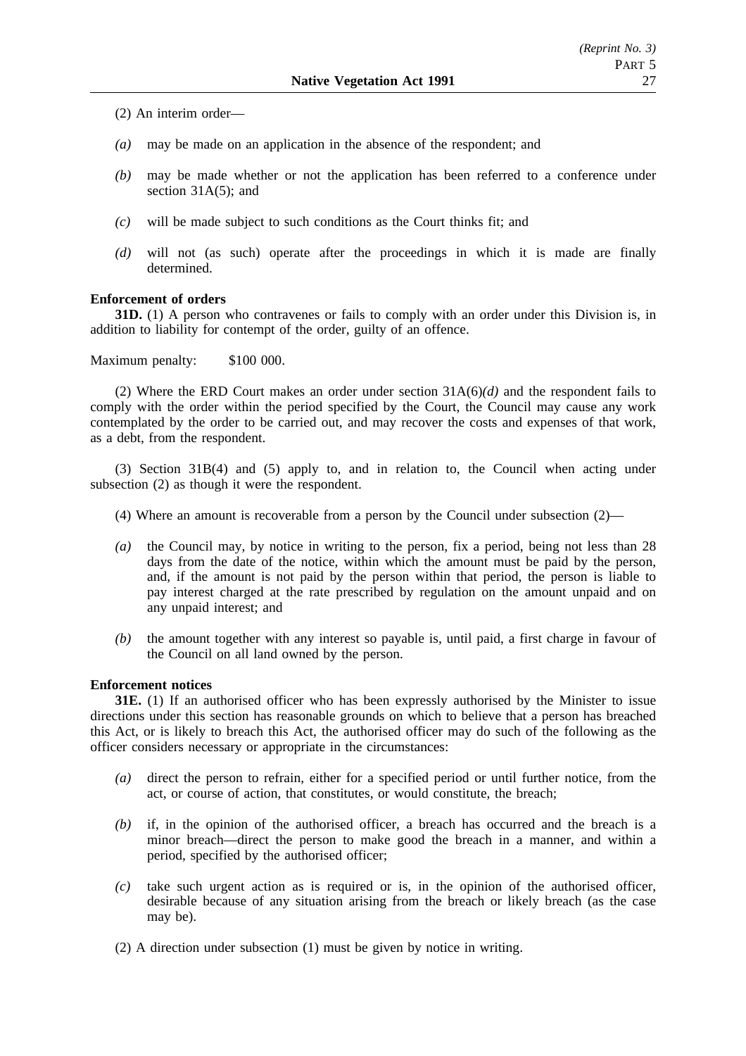(2) An interim order—

*(a)* may be made on an application in the absence of the respondent; and

*(b)* may be made whether or not the application has been referred to a conference under section 31A(5); and

*(c)* will be made subject to such conditions as the Court thinks fit; and

*(d)* will not (as such) operate after the proceedings in which it is made are finally determined.

**Enforcement of orders**

**31D.** (1) A person who contravenes or fails to comply with an order under this Division is, in addition to liability for contempt of the order, guilty of an offence.

Maximum penalty: $100 000.

(2) Where the ERD Court makes an order under section 31A(6)*(d)* and the respondent fails to comply with the order within the period specified by the Court, the Council may cause any work contemplated by the order to be carried out, and may recover the costs and expenses of that work, as a debt, from the respondent.

(3) Section 31B(4) and (5) apply to, and in relation to, the Council when acting under subsection (2) as though it were the respondent.

(4) Where an amount is recoverable from a person by the Council under subsection (2)—

*(a)* the Council may, by notice in writing to the person, fix a period, being not less than 28 days from the date of the notice, within which the amount must be paid by the person, and, if the amount is not paid by the person within that period, the person is liable to pay interest charged at the rate prescribed by regulation on the amount unpaid and on any unpaid interest; and

*(b)* the amount together with any interest so payable is, until paid, a first charge in favour of the Council on all land owned by the person.

**Enforcement notices**

**31E.** (1) If an authorised officer who has been expressly authorised by the Minister to issue directions under this section has reasonable grounds on which to believe that a person has breached this Act, or is likely to breach this Act, the authorised officer may do such of the following as the officer considers necessary or appropriate in the circumstances:

*(a)* direct the person to refrain, either for a specified period or until further notice, from the act, or course of action, that constitutes, or would constitute, the breach;

*(b)* if, in the opinion of the authorised officer, a breach has occurred and the breach is a minor breach—direct the person to make good the breach in a manner, and within a period, specified by the authorised officer;

*(c)* take such urgent action as is required or is, in the opinion of the authorised officer, desirable because of any situation arising from the breach or likely breach (as the case may be).

(2) A direction under subsection (1) must be given by notice in writing.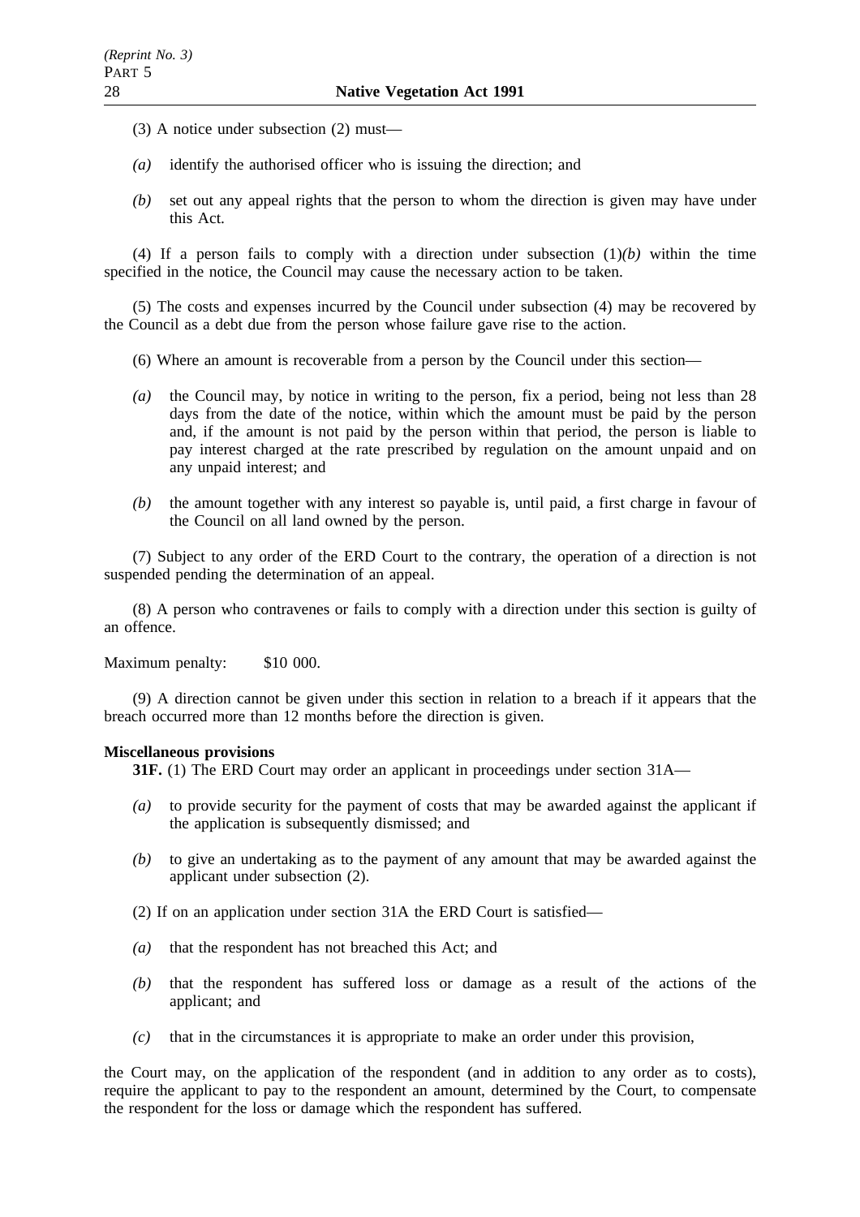(3) A notice under subsection (2) must—

*(a)* identify the authorised officer who is issuing the direction; and

*(b)* set out any appeal rights that the person to whom the direction is given may have under this Act.

(4) If a person fails to comply with a direction under subsection (1)*(b)* within the time specified in the notice, the Council may cause the necessary action to be taken.

(5) The costs and expenses incurred by the Council under subsection (4) may be recovered by the Council as a debt due from the person whose failure gave rise to the action.

(6) Where an amount is recoverable from a person by the Council under this section—

*(a)* the Council may, by notice in writing to the person, fix a period, being not less than 28 days from the date of the notice, within which the amount must be paid by the person and, if the amount is not paid by the person within that period, the person is liable to pay interest charged at the rate prescribed by regulation on the amount unpaid and on any unpaid interest; and

*(b)* the amount together with any interest so payable is, until paid, a first charge in favour of the Council on all land owned by the person.

(7) Subject to any order of the ERD Court to the contrary, the operation of a direction is not suspended pending the determination of an appeal.

(8) A person who contravenes or fails to comply with a direction under this section is guilty of an offence.

Maximum penalty: $10 000.

(9) A direction cannot be given under this section in relation to a breach if it appears that the breach occurred more than 12 months before the direction is given.

**Miscellaneous provisions**

**31F.** (1) The ERD Court may order an applicant in proceedings under section 31A—

*(a)* to provide security for the payment of costs that may be awarded against the applicant if the application is subsequently dismissed; and

*(b)* to give an undertaking as to the payment of any amount that may be awarded against the applicant under subsection (2).

(2) If on an application under section 31A the ERD Court is satisfied—

*(a)* that the respondent has not breached this Act; and

*(b)* that the respondent has suffered loss or damage as a result of the actions of the applicant; and

*(c)* that in the circumstances it is appropriate to make an order under this provision,

the Court may, on the application of the respondent (and in addition to any order as to costs), require the applicant to pay to the respondent an amount, determined by the Court, to compensate the respondent for the loss or damage which the respondent has suffered.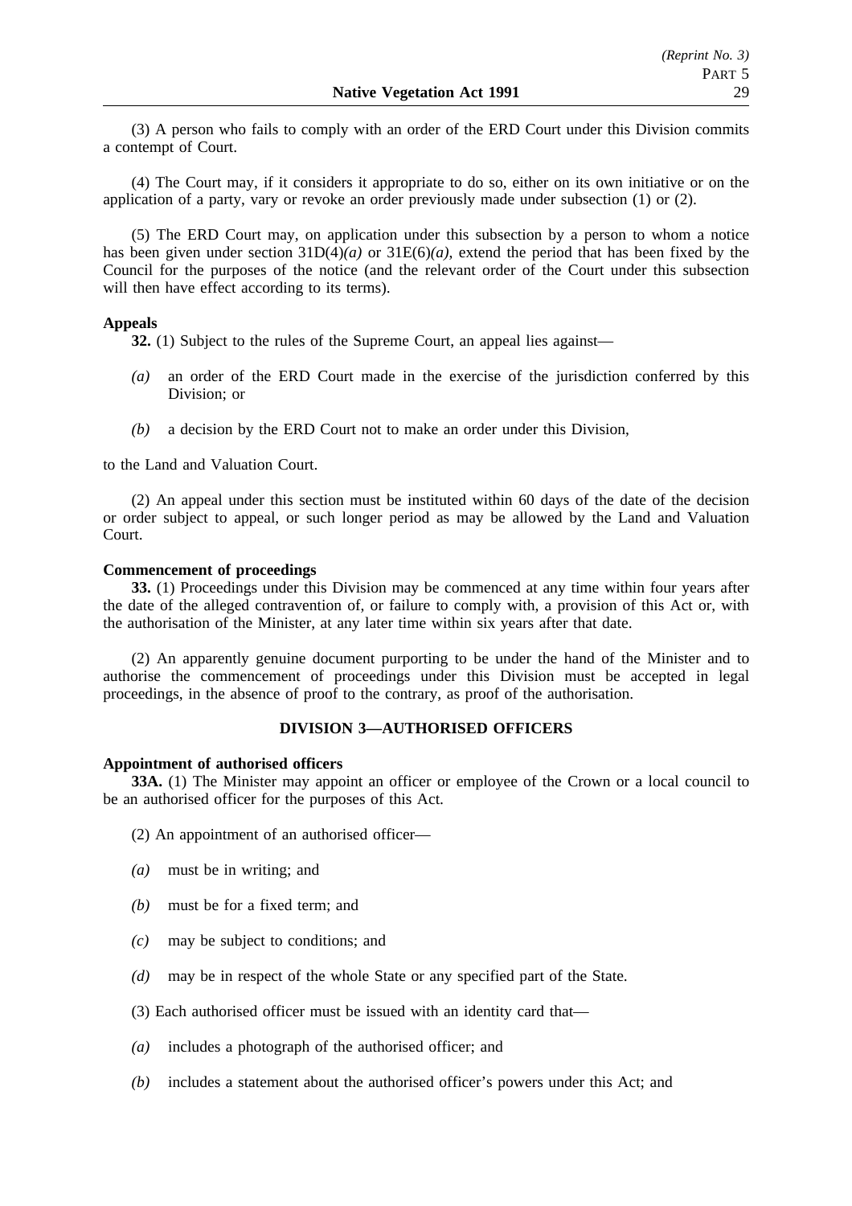(3) A person who fails to comply with an order of the ERD Court under this Division commits a contempt of Court.

(4) The Court may, if it considers it appropriate to do so, either on its own initiative or on the application of a party, vary or revoke an order previously made under subsection (1) or (2).

(5) The ERD Court may, on application under this subsection by a person to whom a notice has been given under section 31D(4)*(a)* or 31E(6)*(a)*, extend the period that has been fixed by the Council for the purposes of the notice (and the relevant order of the Court under this subsection will then have effect according to its terms).

**Appeals**

**32.** (1) Subject to the rules of the Supreme Court, an appeal lies against—

*(a)* an order of the ERD Court made in the exercise of the jurisdiction conferred by this Division; or

*(b)* a decision by the ERD Court not to make an order under this Division,

to the Land and Valuation Court.

(2) An appeal under this section must be instituted within 60 days of the date of the decision or order subject to appeal, or such longer period as may be allowed by the Land and Valuation Court.

**Commencement of proceedings**

**33.** (1) Proceedings under this Division may be commenced at any time within four years after the date of the alleged contravention of, or failure to comply with, a provision of this Act or, with the authorisation of the Minister, at any later time within six years after that date.

(2) An apparently genuine document purporting to be under the hand of the Minister and to authorise the commencement of proceedings under this Division must be accepted in legal proceedings, in the absence of proof to the contrary, as proof of the authorisation.

## DIVISION 3—AUTHORISED OFFICERS

**Appointment of authorised officers**

**33A.** (1) The Minister may appoint an officer or employee of the Crown or a local council to be an authorised officer for the purposes of this Act.

(2) An appointment of an authorised officer—

*(a)* must be in writing; and

*(b)* must be for a fixed term; and

*(c)* may be subject to conditions; and

*(d)* may be in respect of the whole State or any specified part of the State.

(3) Each authorised officer must be issued with an identity card that—

*(a)* includes a photograph of the authorised officer; and

*(b)* includes a statement about the authorised officer's powers under this Act; and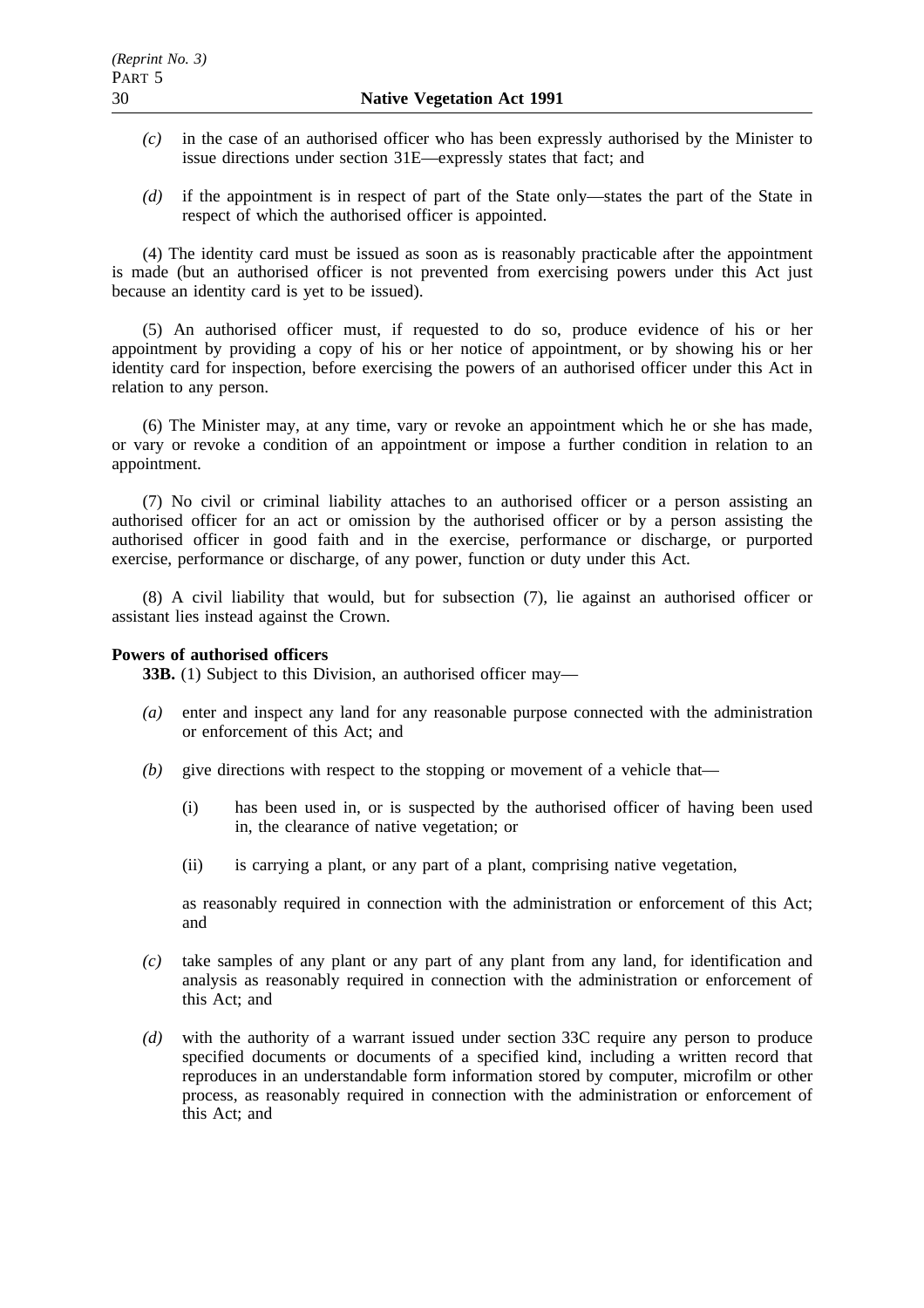*(c)* in the case of an authorised officer who has been expressly authorised by the Minister to issue directions under section 31E—expressly states that fact; and

*(d)* if the appointment is in respect of part of the State only—states the part of the State in respect of which the authorised officer is appointed.

(4) The identity card must be issued as soon as is reasonably practicable after the appointment is made (but an authorised officer is not prevented from exercising powers under this Act just because an identity card is yet to be issued).

(5) An authorised officer must, if requested to do so, produce evidence of his or her appointment by providing a copy of his or her notice of appointment, or by showing his or her identity card for inspection, before exercising the powers of an authorised officer under this Act in relation to any person.

(6) The Minister may, at any time, vary or revoke an appointment which he or she has made, or vary or revoke a condition of an appointment or impose a further condition in relation to an appointment.

(7) No civil or criminal liability attaches to an authorised officer or a person assisting an authorised officer for an act or omission by the authorised officer or by a person assisting the authorised officer in good faith and in the exercise, performance or discharge, or purported exercise, performance or discharge, of any power, function or duty under this Act.

(8) A civil liability that would, but for subsection (7), lie against an authorised officer or assistant lies instead against the Crown.

**Powers of authorised officers**

**33B.** (1) Subject to this Division, an authorised officer may—

*(a)* enter and inspect any land for any reasonable purpose connected with the administration or enforcement of this Act; and

*(b)* give directions with respect to the stopping or movement of a vehicle that—

(i) has been used in, or is suspected by the authorised officer of having been used in, the clearance of native vegetation; or

(ii) is carrying a plant, or any part of a plant, comprising native vegetation,

as reasonably required in connection with the administration or enforcement of this Act; and

*(c)* take samples of any plant or any part of any plant from any land, for identification and analysis as reasonably required in connection with the administration or enforcement of this Act; and

*(d)* with the authority of a warrant issued under section 33C require any person to produce specified documents or documents of a specified kind, including a written record that reproduces in an understandable form information stored by computer, microfilm or other process, as reasonably required in connection with the administration or enforcement of this Act; and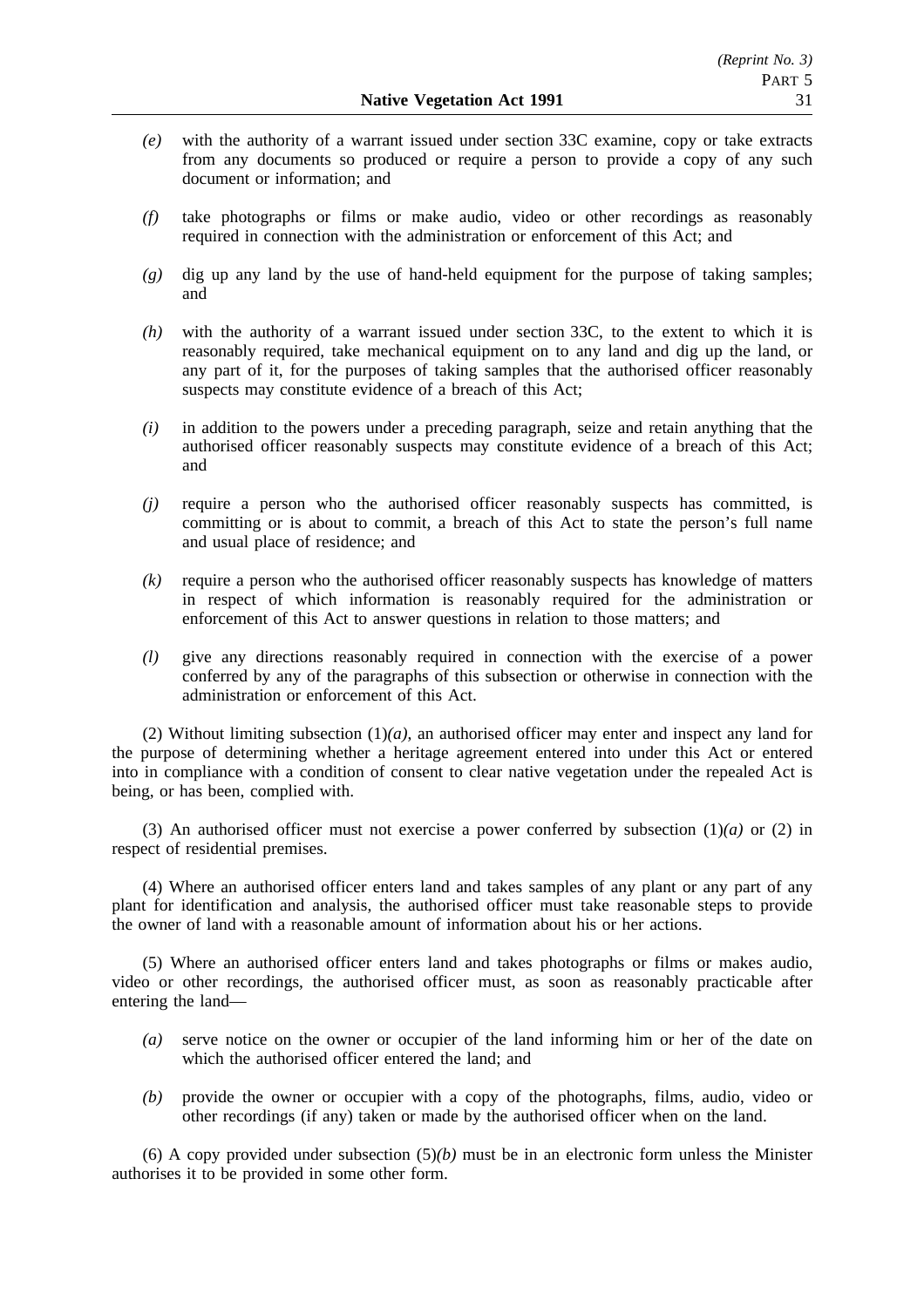*(e)* with the authority of a warrant issued under section 33C examine, copy or take extracts from any documents so produced or require a person to provide a copy of any such document or information; and

*(f)* take photographs or films or make audio, video or other recordings as reasonably required in connection with the administration or enforcement of this Act; and

*(g)* dig up any land by the use of hand-held equipment for the purpose of taking samples; and

*(h)* with the authority of a warrant issued under section 33C, to the extent to which it is reasonably required, take mechanical equipment on to any land and dig up the land, or any part of it, for the purposes of taking samples that the authorised officer reasonably suspects may constitute evidence of a breach of this Act;

*(i)* in addition to the powers under a preceding paragraph, seize and retain anything that the authorised officer reasonably suspects may constitute evidence of a breach of this Act; and

*(j)* require a person who the authorised officer reasonably suspects has committed, is committing or is about to commit, a breach of this Act to state the person's full name and usual place of residence; and

*(k)* require a person who the authorised officer reasonably suspects has knowledge of matters in respect of which information is reasonably required for the administration or enforcement of this Act to answer questions in relation to those matters; and

*(l)* give any directions reasonably required in connection with the exercise of a power conferred by any of the paragraphs of this subsection or otherwise in connection with the administration or enforcement of this Act.

(2) Without limiting subsection (1)*(a)*, an authorised officer may enter and inspect any land for the purpose of determining whether a heritage agreement entered into under this Act or entered into in compliance with a condition of consent to clear native vegetation under the repealed Act is being, or has been, complied with.

(3) An authorised officer must not exercise a power conferred by subsection (1)*(a)* or (2) in respect of residential premises.

(4) Where an authorised officer enters land and takes samples of any plant or any part of any plant for identification and analysis, the authorised officer must take reasonable steps to provide the owner of land with a reasonable amount of information about his or her actions.

(5) Where an authorised officer enters land and takes photographs or films or makes audio, video or other recordings, the authorised officer must, as soon as reasonably practicable after entering the land—

*(a)* serve notice on the owner or occupier of the land informing him or her of the date on which the authorised officer entered the land; and

*(b)* provide the owner or occupier with a copy of the photographs, films, audio, video or other recordings (if any) taken or made by the authorised officer when on the land.

(6) A copy provided under subsection (5)*(b)* must be in an electronic form unless the Minister authorises it to be provided in some other form.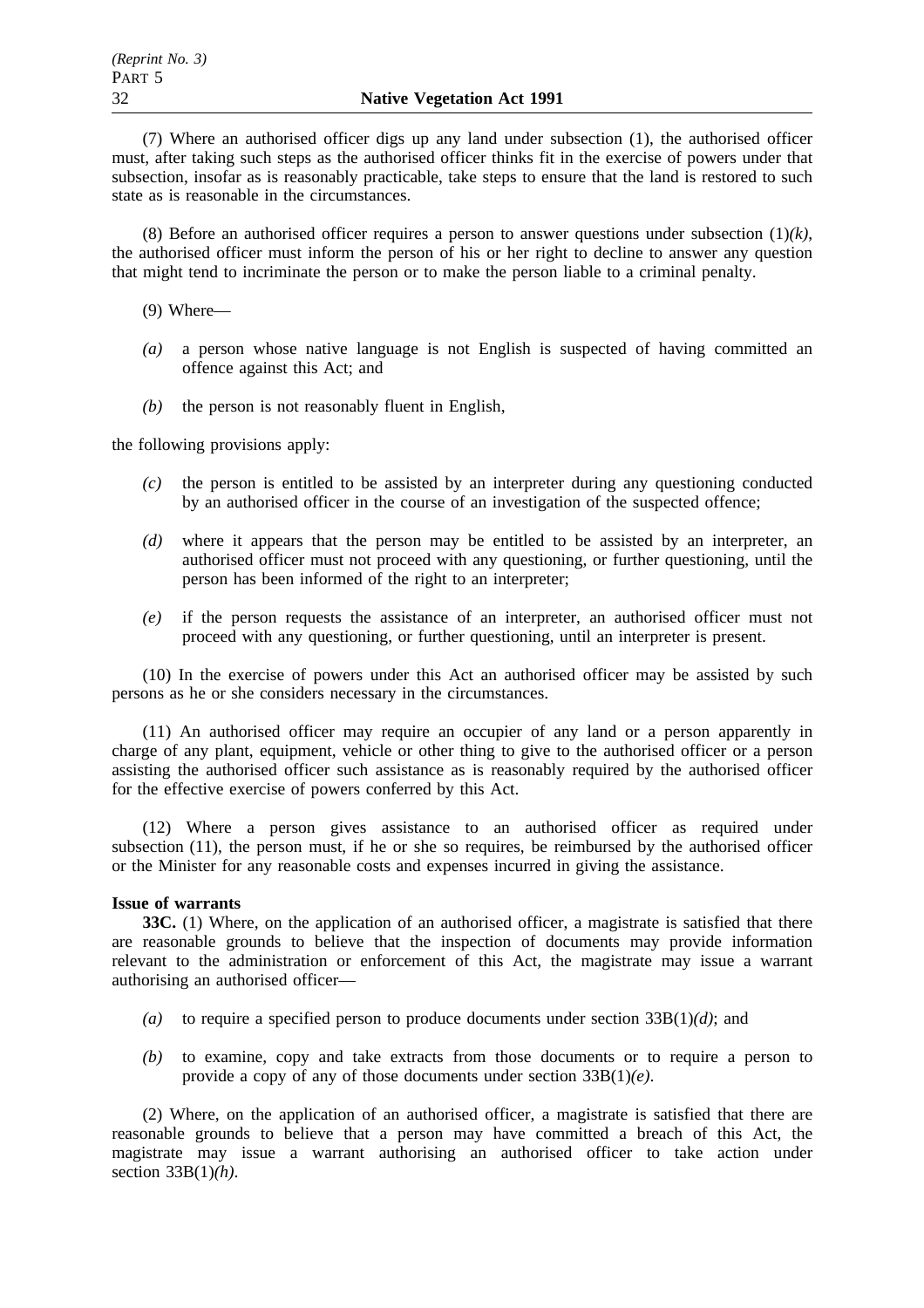(7) Where an authorised officer digs up any land under subsection (1), the authorised officer must, after taking such steps as the authorised officer thinks fit in the exercise of powers under that subsection, insofar as is reasonably practicable, take steps to ensure that the land is restored to such state as is reasonable in the circumstances.

(8) Before an authorised officer requires a person to answer questions under subsection (1)*(k)*, the authorised officer must inform the person of his or her right to decline to answer any question that might tend to incriminate the person or to make the person liable to a criminal penalty.

(9) Where—

*(a)* a person whose native language is not English is suspected of having committed an offence against this Act; and

*(b)* the person is not reasonably fluent in English,

the following provisions apply:

*(c)* the person is entitled to be assisted by an interpreter during any questioning conducted by an authorised officer in the course of an investigation of the suspected offence;

*(d)* where it appears that the person may be entitled to be assisted by an interpreter, an authorised officer must not proceed with any questioning, or further questioning, until the person has been informed of the right to an interpreter;

*(e)* if the person requests the assistance of an interpreter, an authorised officer must not proceed with any questioning, or further questioning, until an interpreter is present.

(10) In the exercise of powers under this Act an authorised officer may be assisted by such persons as he or she considers necessary in the circumstances.

(11) An authorised officer may require an occupier of any land or a person apparently in charge of any plant, equipment, vehicle or other thing to give to the authorised officer or a person assisting the authorised officer such assistance as is reasonably required by the authorised officer for the effective exercise of powers conferred by this Act.

(12) Where a person gives assistance to an authorised officer as required under subsection (11), the person must, if he or she so requires, be reimbursed by the authorised officer or the Minister for any reasonable costs and expenses incurred in giving the assistance.

**Issue of warrants**

**33C.** (1) Where, on the application of an authorised officer, a magistrate is satisfied that there are reasonable grounds to believe that the inspection of documents may provide information relevant to the administration or enforcement of this Act, the magistrate may issue a warrant authorising an authorised officer—

*(a)* to require a specified person to produce documents under section 33B(1)*(d)*; and

*(b)* to examine, copy and take extracts from those documents or to require a person to provide a copy of any of those documents under section 33B(1)*(e)*.

(2) Where, on the application of an authorised officer, a magistrate is satisfied that there are reasonable grounds to believe that a person may have committed a breach of this Act, the magistrate may issue a warrant authorising an authorised officer to take action under section 33B(1)*(h)*.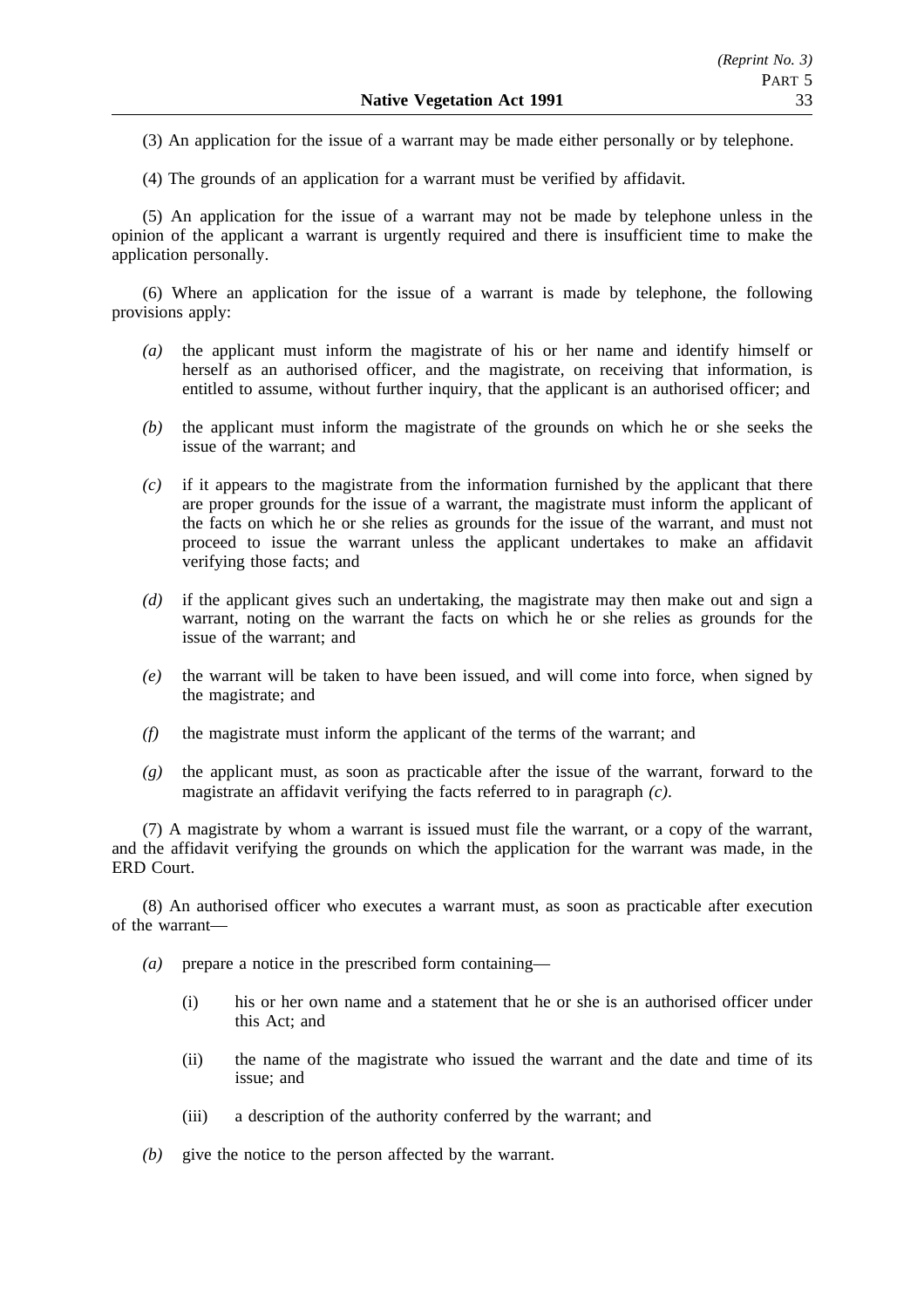(3) An application for the issue of a warrant may be made either personally or by telephone.

(4) The grounds of an application for a warrant must be verified by affidavit.

(5) An application for the issue of a warrant may not be made by telephone unless in the opinion of the applicant a warrant is urgently required and there is insufficient time to make the application personally.

(6) Where an application for the issue of a warrant is made by telephone, the following provisions apply:

*(a)* the applicant must inform the magistrate of his or her name and identify himself or herself as an authorised officer, and the magistrate, on receiving that information, is entitled to assume, without further inquiry, that the applicant is an authorised officer; and

*(b)* the applicant must inform the magistrate of the grounds on which he or she seeks the issue of the warrant; and

*(c)* if it appears to the magistrate from the information furnished by the applicant that there are proper grounds for the issue of a warrant, the magistrate must inform the applicant of the facts on which he or she relies as grounds for the issue of the warrant, and must not proceed to issue the warrant unless the applicant undertakes to make an affidavit verifying those facts; and

*(d)* if the applicant gives such an undertaking, the magistrate may then make out and sign a warrant, noting on the warrant the facts on which he or she relies as grounds for the issue of the warrant; and

*(e)* the warrant will be taken to have been issued, and will come into force, when signed by the magistrate; and

*(f)* the magistrate must inform the applicant of the terms of the warrant; and

*(g)* the applicant must, as soon as practicable after the issue of the warrant, forward to the magistrate an affidavit verifying the facts referred to in paragraph *(c)*.

(7) A magistrate by whom a warrant is issued must file the warrant, or a copy of the warrant, and the affidavit verifying the grounds on which the application for the warrant was made, in the ERD Court.

(8) An authorised officer who executes a warrant must, as soon as practicable after execution of the warrant—

*(a)* prepare a notice in the prescribed form containing—

(i) his or her own name and a statement that he or she is an authorised officer under this Act; and

(ii) the name of the magistrate who issued the warrant and the date and time of its issue; and

(iii) a description of the authority conferred by the warrant; and

*(b)* give the notice to the person affected by the warrant.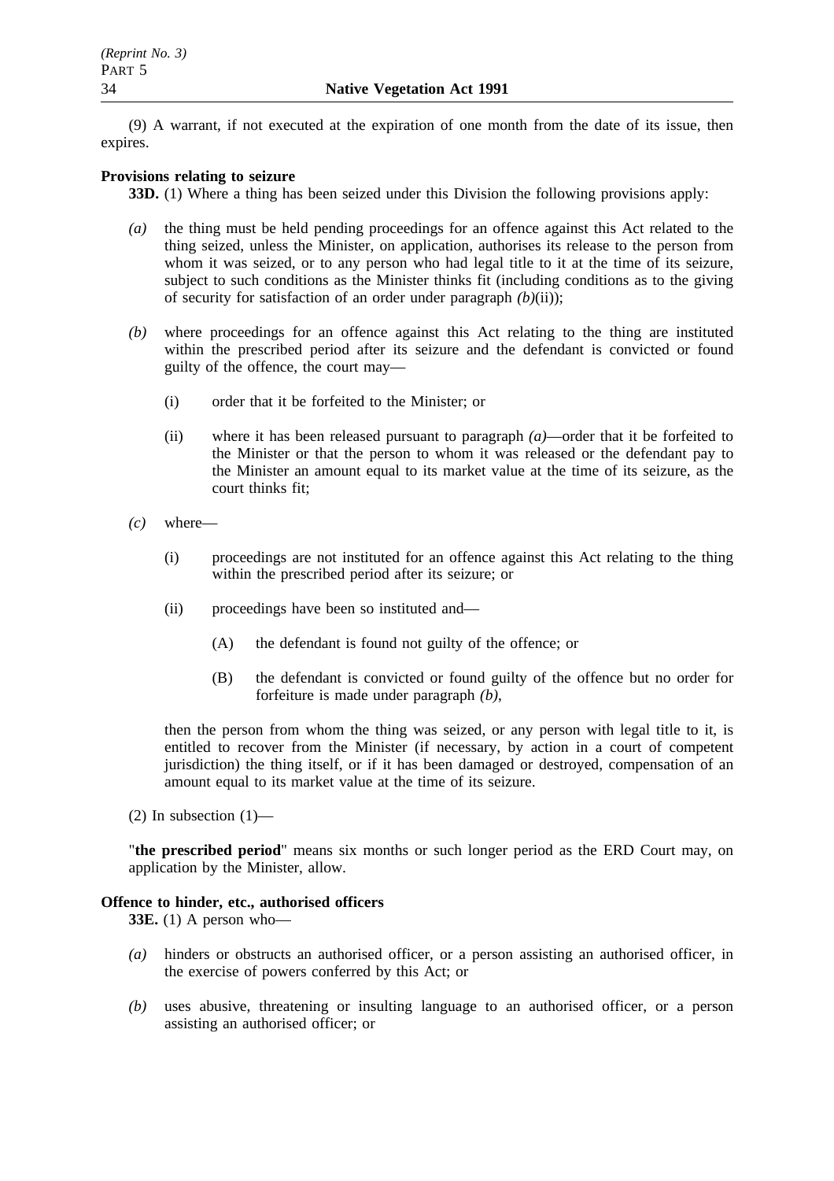(9) A warrant, if not executed at the expiration of one month from the date of its issue, then expires.

**Provisions relating to seizure**

**33D.** (1) Where a thing has been seized under this Division the following provisions apply:

*(a)* the thing must be held pending proceedings for an offence against this Act related to the thing seized, unless the Minister, on application, authorises its release to the person from whom it was seized, or to any person who had legal title to it at the time of its seizure, subject to such conditions as the Minister thinks fit (including conditions as to the giving of security for satisfaction of an order under paragraph *(b)*(ii));

*(b)* where proceedings for an offence against this Act relating to the thing are instituted within the prescribed period after its seizure and the defendant is convicted or found guilty of the offence, the court may—

(i) order that it be forfeited to the Minister; or

(ii) where it has been released pursuant to paragraph *(a)*—order that it be forfeited to the Minister or that the person to whom it was released or the defendant pay to the Minister an amount equal to its market value at the time of its seizure, as the court thinks fit;

*(c)* where—

(i) proceedings are not instituted for an offence against this Act relating to the thing within the prescribed period after its seizure; or

(ii) proceedings have been so instituted and—

(A) the defendant is found not guilty of the offence; or

(B) the defendant is convicted or found guilty of the offence but no order for forfeiture is made under paragraph *(b)*,

then the person from whom the thing was seized, or any person with legal title to it, is entitled to recover from the Minister (if necessary, by action in a court of competent jurisdiction) the thing itself, or if it has been damaged or destroyed, compensation of an amount equal to its market value at the time of its seizure.

(2) In subsection (1)—

"**the prescribed period**" means six months or such longer period as the ERD Court may, on application by the Minister, allow.

**Offence to hinder, etc., authorised officers**

**33E.** (1) A person who—

*(a)* hinders or obstructs an authorised officer, or a person assisting an authorised officer, in the exercise of powers conferred by this Act; or

*(b)* uses abusive, threatening or insulting language to an authorised officer, or a person assisting an authorised officer; or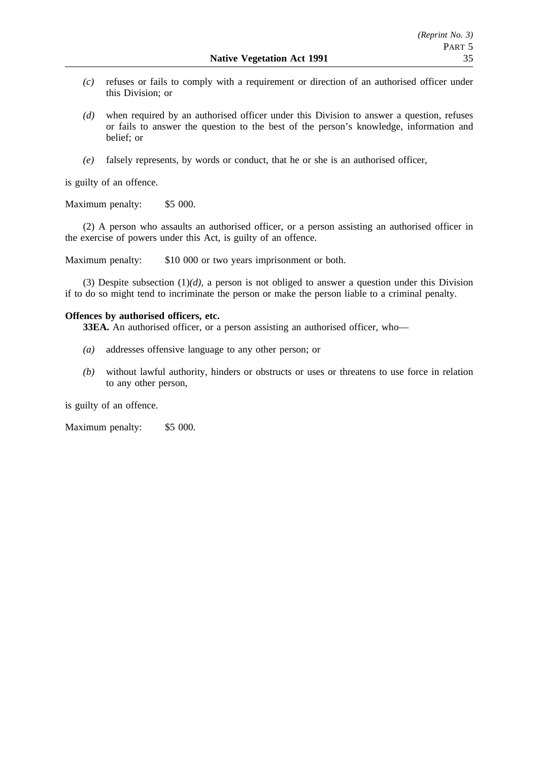*(c)* refuses or fails to comply with a requirement or direction of an authorised officer under this Division; or

*(d)* when required by an authorised officer under this Division to answer a question, refuses or fails to answer the question to the best of the person's knowledge, information and belief; or

*(e)* falsely represents, by words or conduct, that he or she is an authorised officer,

is guilty of an offence.

Maximum penalty: $5 000.

(2) A person who assaults an authorised officer, or a person assisting an authorised officer in the exercise of powers under this Act, is guilty of an offence.

Maximum penalty: $10 000 or two years imprisonment or both.

(3) Despite subsection (1)*(d)*, a person is not obliged to answer a question under this Division if to do so might tend to incriminate the person or make the person liable to a criminal penalty.

**Offences by authorised officers, etc.**

**33EA.** An authorised officer, or a person assisting an authorised officer, who—

*(a)* addresses offensive language to any other person; or

*(b)* without lawful authority, hinders or obstructs or uses or threatens to use force in relation to any other person,

is guilty of an offence.

Maximum penalty: $5 000.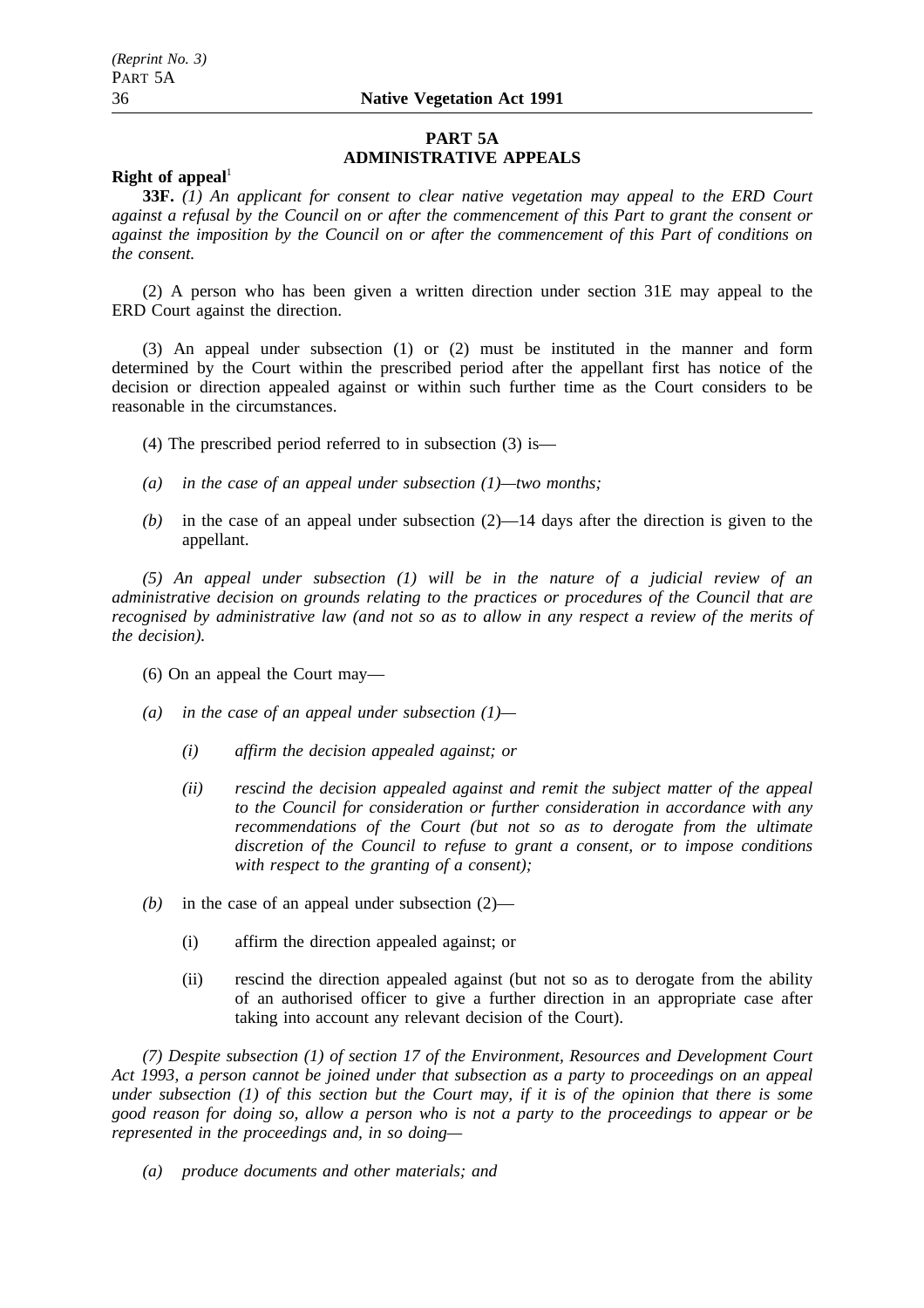## PART 5A
## ADMINISTRATIVE APPEALS

**Right of appeal**[1]

**33F.** *(1) An applicant for consent to clear native vegetation may appeal to the ERD Court against a refusal by the Council on or after the commencement of this Part to grant the consent or against the imposition by the Council on or after the commencement of this Part of conditions on the consent.*

(2) A person who has been given a written direction under section 31E may appeal to the ERD Court against the direction.

(3) An appeal under subsection (1) or (2) must be instituted in the manner and form determined by the Court within the prescribed period after the appellant first has notice of the decision or direction appealed against or within such further time as the Court considers to be reasonable in the circumstances.

(4) The prescribed period referred to in subsection (3) is—

*(a)* *in the case of an appeal under subsection (1)—two months;*

*(b)* in the case of an appeal under subsection (2)—14 days after the direction is given to the appellant.

*(5) An appeal under subsection (1) will be in the nature of a judicial review of an administrative decision on grounds relating to the practices or procedures of the Council that are recognised by administrative law (and not so as to allow in any respect a review of the merits of the decision).*

(6) On an appeal the Court may—

*(a)* *in the case of an appeal under subsection (1)—*

*(i)* *affirm the decision appealed against; or*

*(ii)* *rescind the decision appealed against and remit the subject matter of the appeal to the Council for consideration or further consideration in accordance with any recommendations of the Court (but not so as to derogate from the ultimate discretion of the Council to refuse to grant a consent, or to impose conditions with respect to the granting of a consent);*

*(b)* in the case of an appeal under subsection (2)—

(i) affirm the direction appealed against; or

(ii) rescind the direction appealed against (but not so as to derogate from the ability of an authorised officer to give a further direction in an appropriate case after taking into account any relevant decision of the Court).

*(7) Despite subsection (1) of section 17 of the Environment, Resources and Development Court Act 1993, a person cannot be joined under that subsection as a party to proceedings on an appeal under subsection (1) of this section but the Court may, if it is of the opinion that there is some good reason for doing so, allow a person who is not a party to the proceedings to appear or be represented in the proceedings and, in so doing—*

*(a)* *produce documents and other materials; and*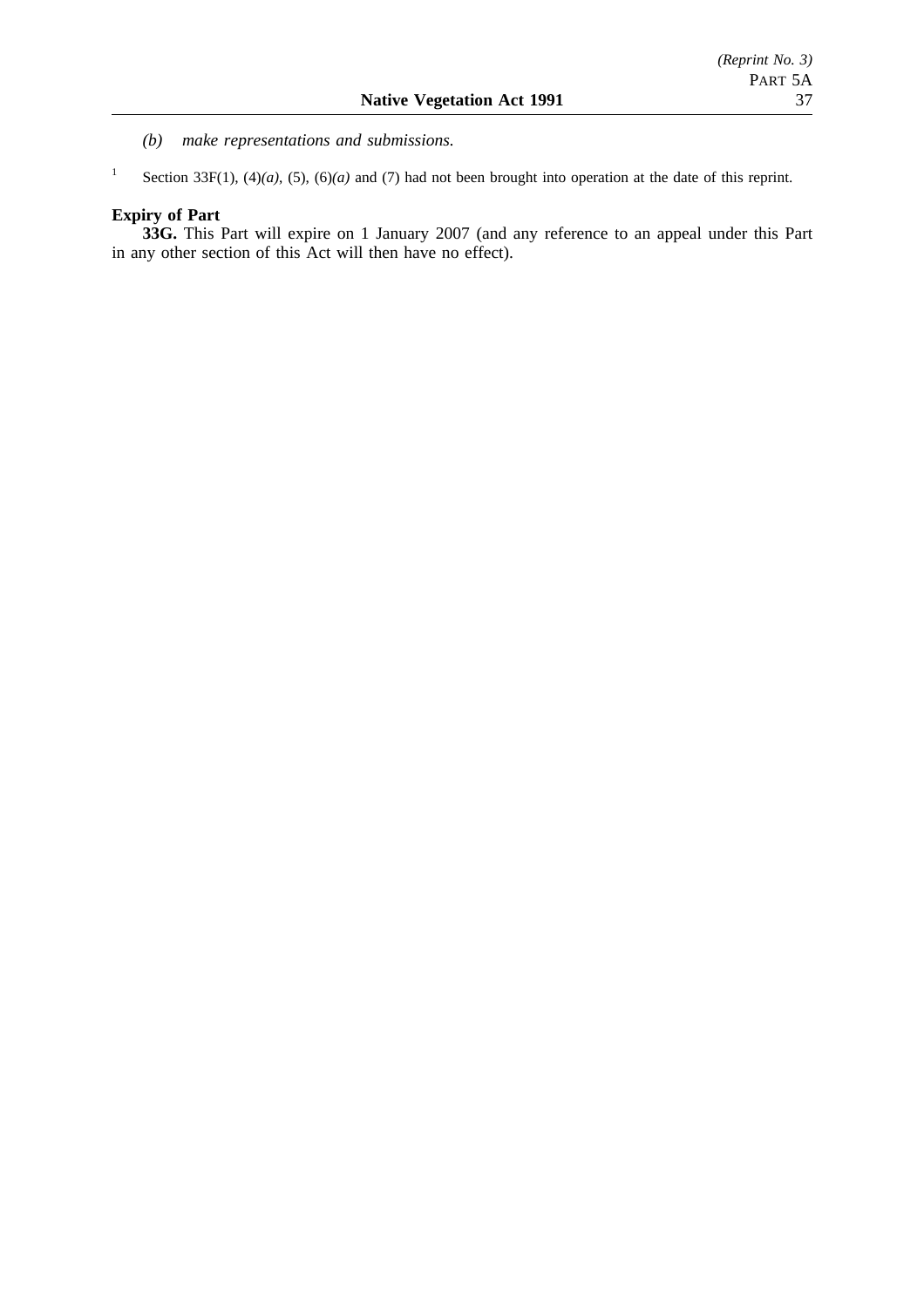*(b) make representations and submissions.*

[1] Section 33F(1), (4)*(a)*, (5), (6)*(a)* and (7) had not been brought into operation at the date of this reprint.

**Expiry of Part**

**33G.** This Part will expire on 1 January 2007 (and any reference to an appeal under this Part in any other section of this Act will then have no effect).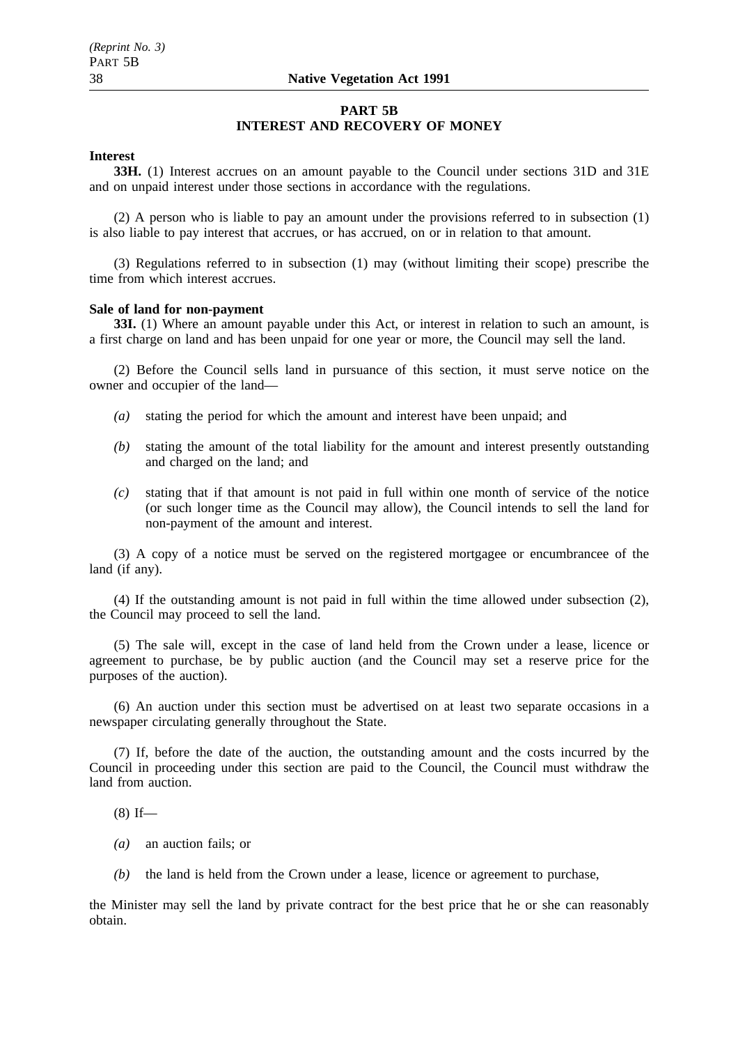## PART 5B
## INTEREST AND RECOVERY OF MONEY

**Interest**

**33H.** (1) Interest accrues on an amount payable to the Council under sections 31D and 31E and on unpaid interest under those sections in accordance with the regulations.

(2) A person who is liable to pay an amount under the provisions referred to in subsection (1) is also liable to pay interest that accrues, or has accrued, on or in relation to that amount.

(3) Regulations referred to in subsection (1) may (without limiting their scope) prescribe the time from which interest accrues.

**Sale of land for non-payment**

**33I.** (1) Where an amount payable under this Act, or interest in relation to such an amount, is a first charge on land and has been unpaid for one year or more, the Council may sell the land.

(2) Before the Council sells land in pursuance of this section, it must serve notice on the owner and occupier of the land—

- *(a)* stating the period for which the amount and interest have been unpaid; and
- *(b)* stating the amount of the total liability for the amount and interest presently outstanding and charged on the land; and
- *(c)* stating that if that amount is not paid in full within one month of service of the notice (or such longer time as the Council may allow), the Council intends to sell the land for non-payment of the amount and interest.

(3) A copy of a notice must be served on the registered mortgagee or encumbrancee of the land (if any).

(4) If the outstanding amount is not paid in full within the time allowed under subsection (2), the Council may proceed to sell the land.

(5) The sale will, except in the case of land held from the Crown under a lease, licence or agreement to purchase, be by public auction (and the Council may set a reserve price for the purposes of the auction).

(6) An auction under this section must be advertised on at least two separate occasions in a newspaper circulating generally throughout the State.

(7) If, before the date of the auction, the outstanding amount and the costs incurred by the Council in proceeding under this section are paid to the Council, the Council must withdraw the land from auction.

(8) If—

- *(a)* an auction fails; or
- *(b)* the land is held from the Crown under a lease, licence or agreement to purchase,

the Minister may sell the land by private contract for the best price that he or she can reasonably obtain.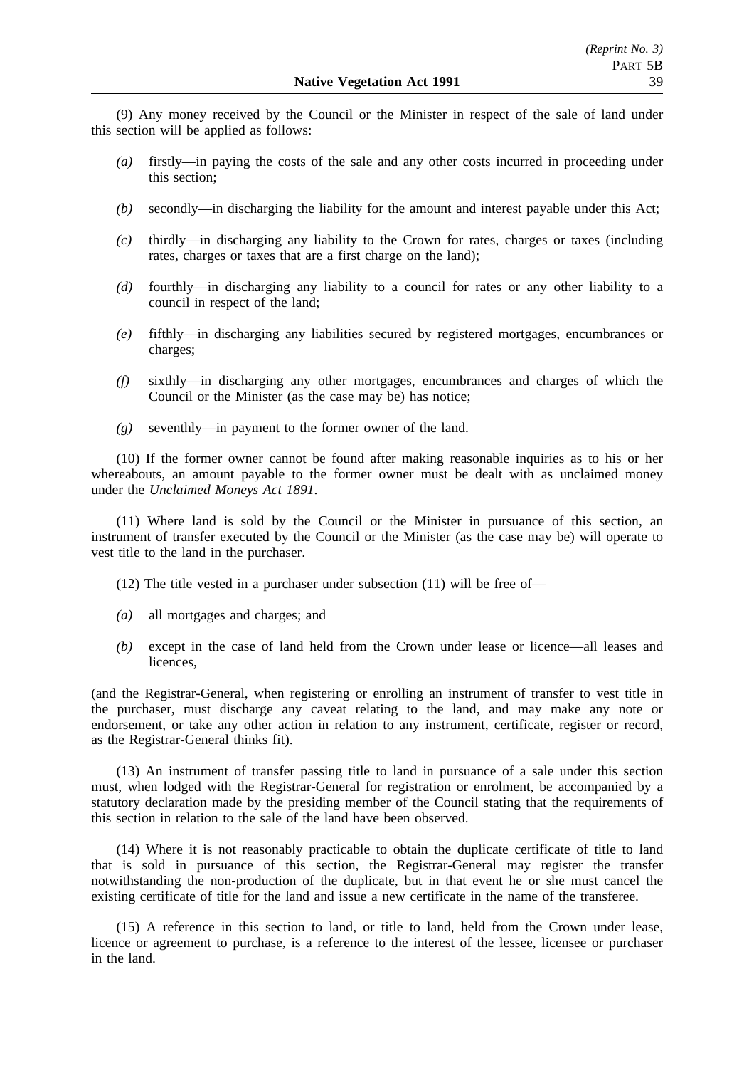(9) Any money received by the Council or the Minister in respect of the sale of land under this section will be applied as follows:

*(a)* firstly—in paying the costs of the sale and any other costs incurred in proceeding under this section;

*(b)* secondly—in discharging the liability for the amount and interest payable under this Act;

*(c)* thirdly—in discharging any liability to the Crown for rates, charges or taxes (including rates, charges or taxes that are a first charge on the land);

*(d)* fourthly—in discharging any liability to a council for rates or any other liability to a council in respect of the land;

*(e)* fifthly—in discharging any liabilities secured by registered mortgages, encumbrances or charges;

*(f)* sixthly—in discharging any other mortgages, encumbrances and charges of which the Council or the Minister (as the case may be) has notice;

*(g)* seventhly—in payment to the former owner of the land.

(10) If the former owner cannot be found after making reasonable inquiries as to his or her whereabouts, an amount payable to the former owner must be dealt with as unclaimed money under the *Unclaimed Moneys Act 1891*.

(11) Where land is sold by the Council or the Minister in pursuance of this section, an instrument of transfer executed by the Council or the Minister (as the case may be) will operate to vest title to the land in the purchaser.

(12) The title vested in a purchaser under subsection (11) will be free of—

*(a)* all mortgages and charges; and

*(b)* except in the case of land held from the Crown under lease or licence—all leases and licences,

(and the Registrar-General, when registering or enrolling an instrument of transfer to vest title in the purchaser, must discharge any caveat relating to the land, and may make any note or endorsement, or take any other action in relation to any instrument, certificate, register or record, as the Registrar-General thinks fit).

(13) An instrument of transfer passing title to land in pursuance of a sale under this section must, when lodged with the Registrar-General for registration or enrolment, be accompanied by a statutory declaration made by the presiding member of the Council stating that the requirements of this section in relation to the sale of the land have been observed.

(14) Where it is not reasonably practicable to obtain the duplicate certificate of title to land that is sold in pursuance of this section, the Registrar-General may register the transfer notwithstanding the non-production of the duplicate, but in that event he or she must cancel the existing certificate of title for the land and issue a new certificate in the name of the transferee.

(15) A reference in this section to land, or title to land, held from the Crown under lease, licence or agreement to purchase, is a reference to the interest of the lessee, licensee or purchaser in the land.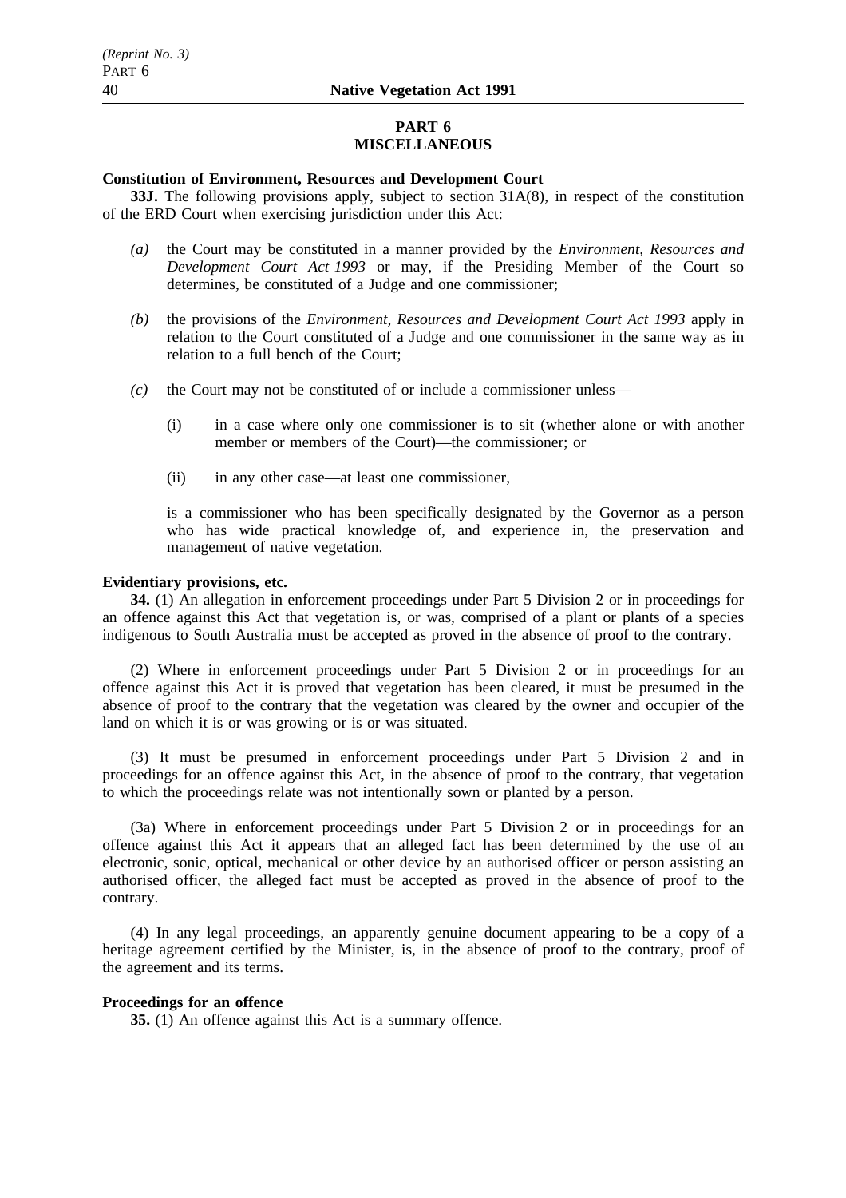## PART 6
## MISCELLANEOUS

**Constitution of Environment, Resources and Development Court**

**33J.** The following provisions apply, subject to section 31A(8), in respect of the constitution of the ERD Court when exercising jurisdiction under this Act:

*(a)* the Court may be constituted in a manner provided by the *Environment, Resources and Development Court Act 1993* or may, if the Presiding Member of the Court so determines, be constituted of a Judge and one commissioner;

*(b)* the provisions of the *Environment, Resources and Development Court Act 1993* apply in relation to the Court constituted of a Judge and one commissioner in the same way as in relation to a full bench of the Court;

*(c)* the Court may not be constituted of or include a commissioner unless—

(i) in a case where only one commissioner is to sit (whether alone or with another member or members of the Court)—the commissioner; or

(ii) in any other case—at least one commissioner,

is a commissioner who has been specifically designated by the Governor as a person who has wide practical knowledge of, and experience in, the preservation and management of native vegetation.

**Evidentiary provisions, etc.**

**34.** (1) An allegation in enforcement proceedings under Part 5 Division 2 or in proceedings for an offence against this Act that vegetation is, or was, comprised of a plant or plants of a species indigenous to South Australia must be accepted as proved in the absence of proof to the contrary.

(2) Where in enforcement proceedings under Part 5 Division 2 or in proceedings for an offence against this Act it is proved that vegetation has been cleared, it must be presumed in the absence of proof to the contrary that the vegetation was cleared by the owner and occupier of the land on which it is or was growing or is or was situated.

(3) It must be presumed in enforcement proceedings under Part 5 Division 2 and in proceedings for an offence against this Act, in the absence of proof to the contrary, that vegetation to which the proceedings relate was not intentionally sown or planted by a person.

(3a) Where in enforcement proceedings under Part 5 Division 2 or in proceedings for an offence against this Act it appears that an alleged fact has been determined by the use of an electronic, sonic, optical, mechanical or other device by an authorised officer or person assisting an authorised officer, the alleged fact must be accepted as proved in the absence of proof to the contrary.

(4) In any legal proceedings, an apparently genuine document appearing to be a copy of a heritage agreement certified by the Minister, is, in the absence of proof to the contrary, proof of the agreement and its terms.

**Proceedings for an offence**

**35.** (1) An offence against this Act is a summary offence.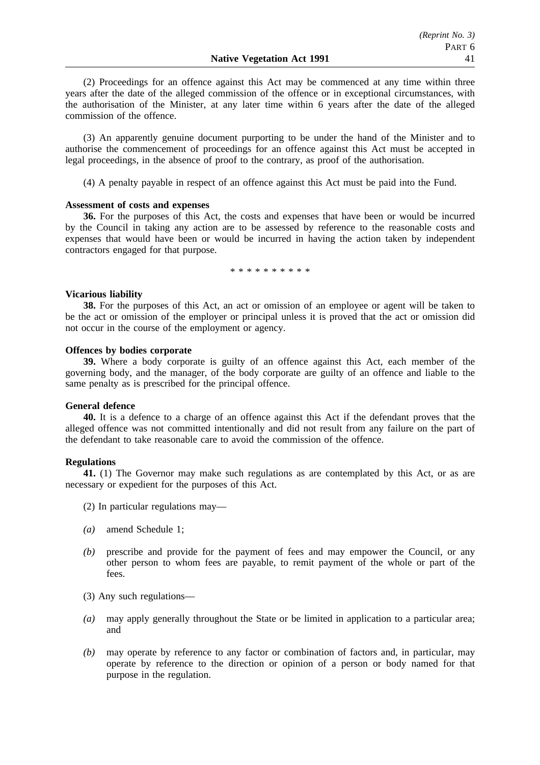(2) Proceedings for an offence against this Act may be commenced at any time within three years after the date of the alleged commission of the offence or in exceptional circumstances, with the authorisation of the Minister, at any later time within 6 years after the date of the alleged commission of the offence.

(3) An apparently genuine document purporting to be under the hand of the Minister and to authorise the commencement of proceedings for an offence against this Act must be accepted in legal proceedings, in the absence of proof to the contrary, as proof of the authorisation.

(4) A penalty payable in respect of an offence against this Act must be paid into the Fund.

**Assessment of costs and expenses**

**36.** For the purposes of this Act, the costs and expenses that have been or would be incurred by the Council in taking any action are to be assessed by reference to the reasonable costs and expenses that would have been or would be incurred in having the action taken by independent contractors engaged for that purpose.

\* \* \* \* \* \* \* \* \* \*

**Vicarious liability**

**38.** For the purposes of this Act, an act or omission of an employee or agent will be taken to be the act or omission of the employer or principal unless it is proved that the act or omission did not occur in the course of the employment or agency.

**Offences by bodies corporate**

**39.** Where a body corporate is guilty of an offence against this Act, each member of the governing body, and the manager, of the body corporate are guilty of an offence and liable to the same penalty as is prescribed for the principal offence.

**General defence**

**40.** It is a defence to a charge of an offence against this Act if the defendant proves that the alleged offence was not committed intentionally and did not result from any failure on the part of the defendant to take reasonable care to avoid the commission of the offence.

**Regulations**

**41.** (1) The Governor may make such regulations as are contemplated by this Act, or as are necessary or expedient for the purposes of this Act.

(2) In particular regulations may—

*(a)* amend Schedule 1;

*(b)* prescribe and provide for the payment of fees and may empower the Council, or any other person to whom fees are payable, to remit payment of the whole or part of the fees.

(3) Any such regulations—

*(a)* may apply generally throughout the State or be limited in application to a particular area; and

*(b)* may operate by reference to any factor or combination of factors and, in particular, may operate by reference to the direction or opinion of a person or body named for that purpose in the regulation.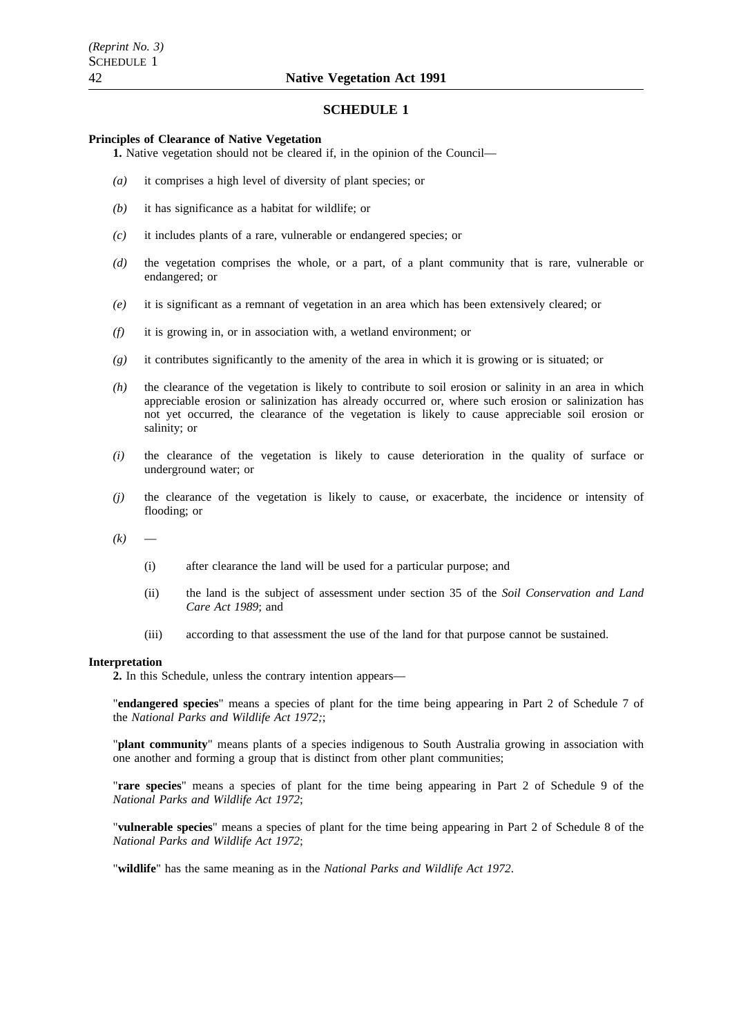# SCHEDULE 1

**Principles of Clearance of Native Vegetation**

**1.** Native vegetation should not be cleared if, in the opinion of the Council—

*(a)* it comprises a high level of diversity of plant species; or

*(b)* it has significance as a habitat for wildlife; or

*(c)* it includes plants of a rare, vulnerable or endangered species; or

*(d)* the vegetation comprises the whole, or a part, of a plant community that is rare, vulnerable or endangered; or

*(e)* it is significant as a remnant of vegetation in an area which has been extensively cleared; or

*(f)* it is growing in, or in association with, a wetland environment; or

*(g)* it contributes significantly to the amenity of the area in which it is growing or is situated; or

*(h)* the clearance of the vegetation is likely to contribute to soil erosion or salinity in an area in which appreciable erosion or salinization has already occurred or, where such erosion or salinization has not yet occurred, the clearance of the vegetation is likely to cause appreciable soil erosion or salinity; or

*(i)* the clearance of the vegetation is likely to cause deterioration in the quality of surface or underground water; or

*(j)* the clearance of the vegetation is likely to cause, or exacerbate, the incidence or intensity of flooding; or

*(k)* —

(i) after clearance the land will be used for a particular purpose; and

(ii) the land is the subject of assessment under section 35 of the *Soil Conservation and Land Care Act 1989*; and

(iii) according to that assessment the use of the land for that purpose cannot be sustained.

**Interpretation**

**2.** In this Schedule, unless the contrary intention appears—

"**endangered species**" means a species of plant for the time being appearing in Part 2 of Schedule 7 of the *National Parks and Wildlife Act 1972*;;

"**plant community**" means plants of a species indigenous to South Australia growing in association with one another and forming a group that is distinct from other plant communities;

"**rare species**" means a species of plant for the time being appearing in Part 2 of Schedule 9 of the *National Parks and Wildlife Act 1972*;

"**vulnerable species**" means a species of plant for the time being appearing in Part 2 of Schedule 8 of the *National Parks and Wildlife Act 1972*;

"**wildlife**" has the same meaning as in the *National Parks and Wildlife Act 1972*.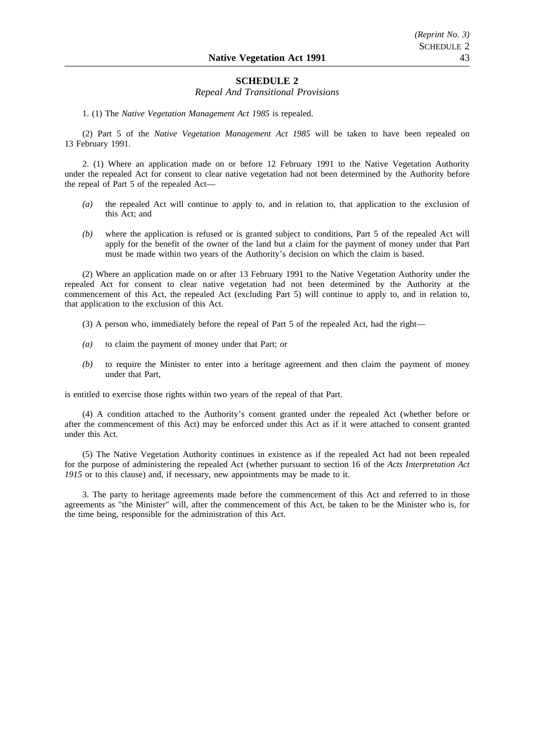## SCHEDULE 2

*Repeal And Transitional Provisions*

1. (1) The *Native Vegetation Management Act 1985* is repealed.

(2) Part 5 of the *Native Vegetation Management Act 1985* will be taken to have been repealed on 13 February 1991.

2. (1) Where an application made on or before 12 February 1991 to the Native Vegetation Authority under the repealed Act for consent to clear native vegetation had not been determined by the Authority before the repeal of Part 5 of the repealed Act—

*(a)* the repealed Act will continue to apply to, and in relation to, that application to the exclusion of this Act; and

*(b)* where the application is refused or is granted subject to conditions, Part 5 of the repealed Act will apply for the benefit of the owner of the land but a claim for the payment of money under that Part must be made within two years of the Authority's decision on which the claim is based.

(2) Where an application made on or after 13 February 1991 to the Native Vegetation Authority under the repealed Act for consent to clear native vegetation had not been determined by the Authority at the commencement of this Act, the repealed Act (excluding Part 5) will continue to apply to, and in relation to, that application to the exclusion of this Act.

(3) A person who, immediately before the repeal of Part 5 of the repealed Act, had the right—

*(a)* to claim the payment of money under that Part; or

*(b)* to require the Minister to enter into a heritage agreement and then claim the payment of money under that Part,

is entitled to exercise those rights within two years of the repeal of that Part.

(4) A condition attached to the Authority's consent granted under the repealed Act (whether before or after the commencement of this Act) may be enforced under this Act as if it were attached to consent granted under this Act.

(5) The Native Vegetation Authority continues in existence as if the repealed Act had not been repealed for the purpose of administering the repealed Act (whether pursuant to section 16 of the *Acts Interpretation Act 1915* or to this clause) and, if necessary, new appointments may be made to it.

3. The party to heritage agreements made before the commencement of this Act and referred to in those agreements as "the Minister" will, after the commencement of this Act, be taken to be the Minister who is, for the time being, responsible for the administration of this Act.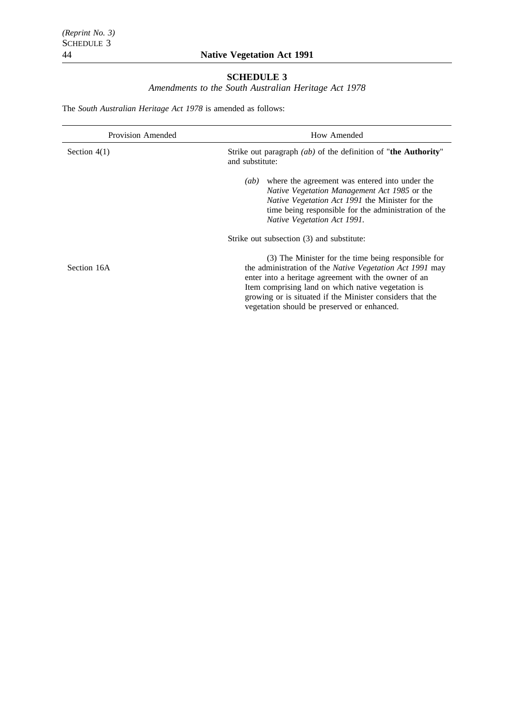## SCHEDULE 3

*Amendments to the South Australian Heritage Act 1978*

The *South Australian Heritage Act 1978* is amended as follows:

| Provision Amended | How Amended |
|---|---|
| Section 4(1) | Strike out paragraph *(ab)* of the definition of "**the Authority**" and substitute:<br><br>*(ab)* where the agreement was entered into under the *Native Vegetation Management Act 1985* or the *Native Vegetation Act 1991* the Minister for the time being responsible for the administration of the *Native Vegetation Act 1991*. |
| Section 16A | Strike out subsection (3) and substitute:<br><br>(3) The Minister for the time being responsible for the administration of the *Native Vegetation Act 1991* may enter into a heritage agreement with the owner of an Item comprising land on which native vegetation is growing or is situated if the Minister considers that the vegetation should be preserved or enhanced. |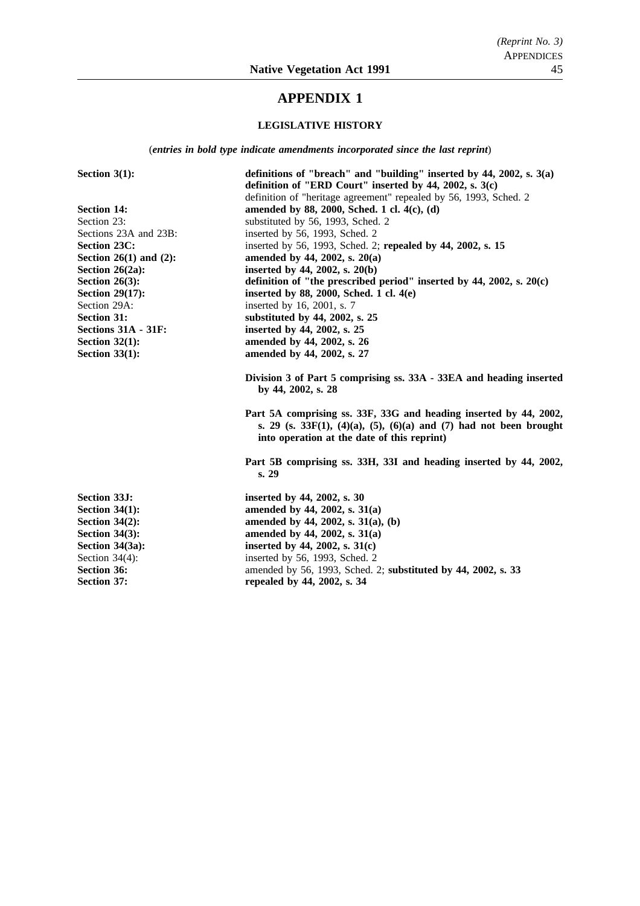# APPENDIX 1

## LEGISLATIVE HISTORY

(*entries in bold type indicate amendments incorporated since the last reprint*)

| | |
|---|---|
| **Section 3(1):** | **definitions of "breach" and "building" inserted by 44, 2002, s. 3(a)** |
| | **definition of "ERD Court" inserted by 44, 2002, s. 3(c)** |
| | definition of "heritage agreement" repealed by 56, 1993, Sched. 2 |
| **Section 14:** | **amended by 88, 2000, Sched. 1 cl. 4(c), (d)** |
| Section 23: | substituted by 56, 1993, Sched. 2 |
| Sections 23A and 23B: | inserted by 56, 1993, Sched. 2 |
| **Section 23C:** | inserted by 56, 1993, Sched. 2; **repealed by 44, 2002, s. 15** |
| **Section 26(1) and (2):** | **amended by 44, 2002, s. 20(a)** |
| **Section 26(2a):** | **inserted by 44, 2002, s. 20(b)** |
| **Section 26(3):** | **definition of "the prescribed period" inserted by 44, 2002, s. 20(c)** |
| **Section 29(17):** | **inserted by 88, 2000, Sched. 1 cl. 4(e)** |
| Section 29A: | inserted by 16, 2001, s. 7 |
| **Section 31:** | **substituted by 44, 2002, s. 25** |
| **Sections 31A - 31F:** | **inserted by 44, 2002, s. 25** |
| **Section 32(1):** | **amended by 44, 2002, s. 26** |
| **Section 33(1):** | **amended by 44, 2002, s. 27** |
| | **Division 3 of Part 5 comprising ss. 33A - 33EA and heading inserted by 44, 2002, s. 28** |
| | **Part 5A comprising ss. 33F, 33G and heading inserted by 44, 2002, s. 29 (s. 33F(1), (4)(a), (5), (6)(a) and (7) had not been brought into operation at the date of this reprint)** |
| | **Part 5B comprising ss. 33H, 33I and heading inserted by 44, 2002, s. 29** |
| **Section 33J:** | **inserted by 44, 2002, s. 30** |
| **Section 34(1):** | **amended by 44, 2002, s. 31(a)** |
| **Section 34(2):** | **amended by 44, 2002, s. 31(a), (b)** |
| **Section 34(3):** | **amended by 44, 2002, s. 31(a)** |
| **Section 34(3a):** | **inserted by 44, 2002, s. 31(c)** |
| Section 34(4): | inserted by 56, 1993, Sched. 2 |
| **Section 36:** | amended by 56, 1993, Sched. 2; **substituted by 44, 2002, s. 33** |
| **Section 37:** | **repealed by 44, 2002, s. 34** |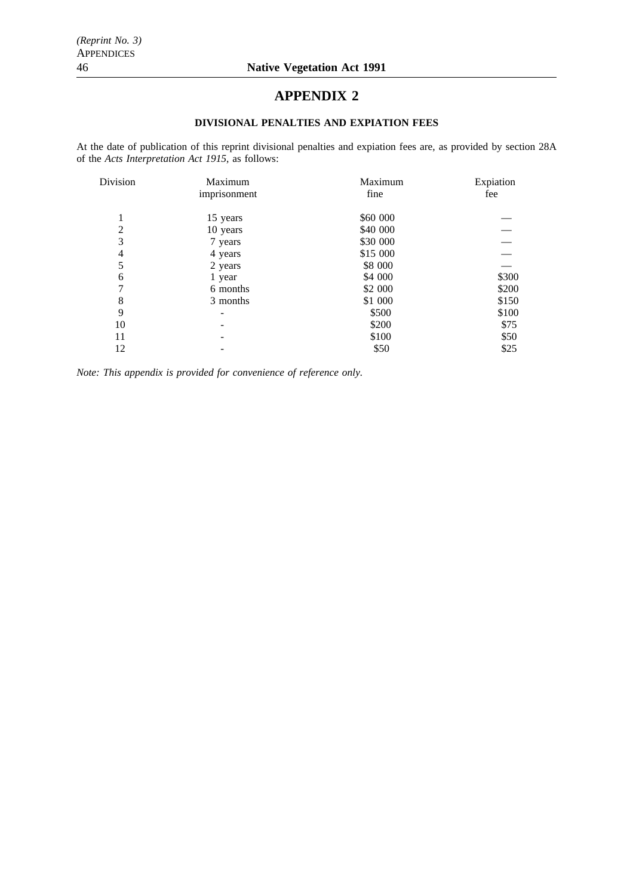# APPENDIX 2

### DIVISIONAL PENALTIES AND EXPIATION FEES

At the date of publication of this reprint divisional penalties and expiation fees are, as provided by section 28A of the *Acts Interpretation Act 1915*, as follows:

| Division | Maximum imprisonment | Maximum fine | Expiation fee |
|---|---|---|---|
| 1 | 15 years | $60 000 | — |
| 2 | 10 years | $40 000 | — |
| 3 | 7 years | $30 000 | — |
| 4 | 4 years | $15 000 | — |
| 5 | 2 years | $8 000 | — |
| 6 | 1 year | $4 000 | $300 |
| 7 | 6 months | $2 000 | $200 |
| 8 | 3 months | $1 000 | $150 |
| 9 | - | $500 | $100 |
| 10 | - | $200 | $75 |
| 11 | - | $100 | $50 |
| 12 | - | $50 | $25 |

*Note: This appendix is provided for convenience of reference only.*